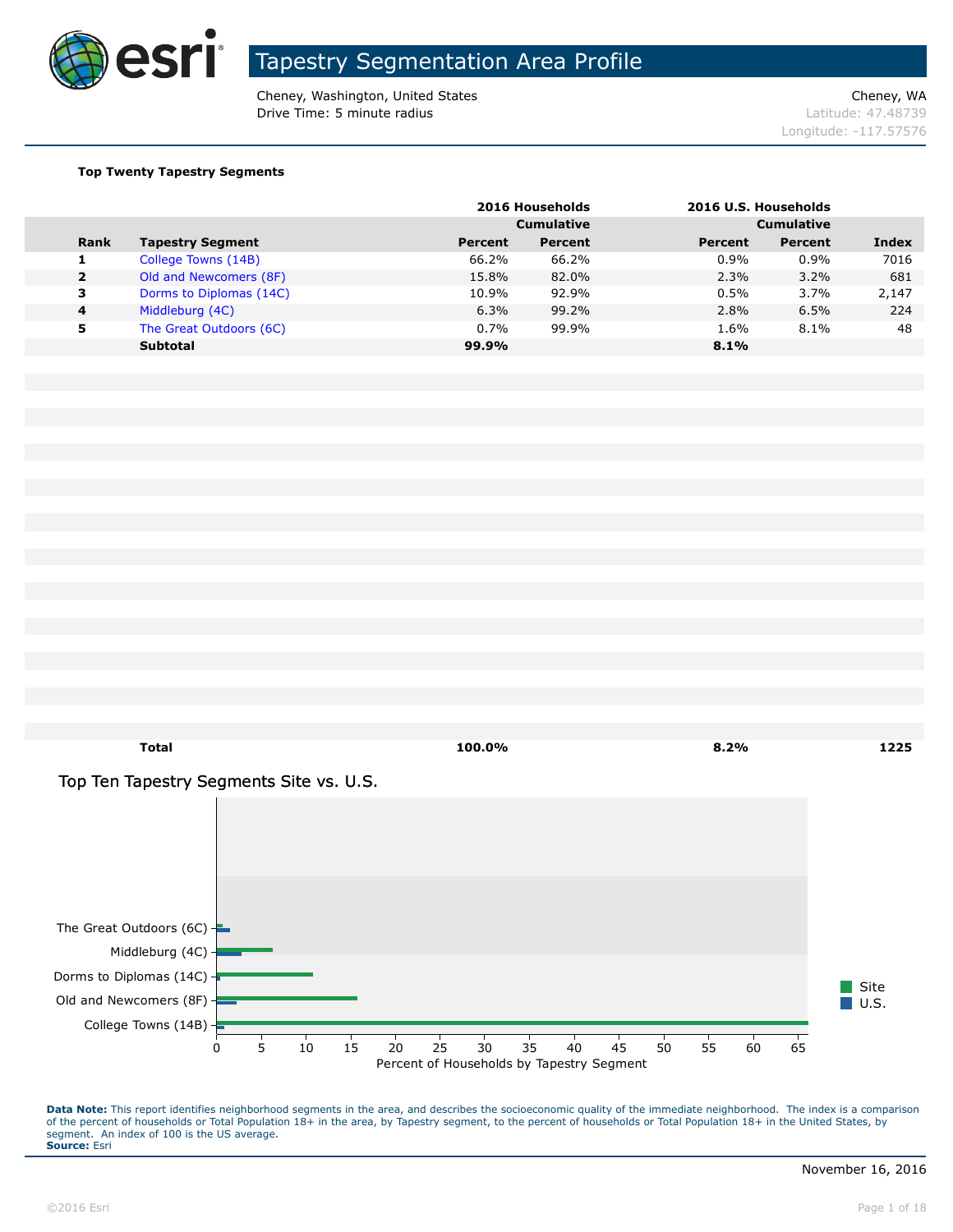# Tapestry Segmentation Area Profile

Cheney, Washington, United States
Drive Time: 5 minute radius

Cheney, WA
Latitude: 47.48739
Longitude: -117.57576

**Top Twenty Tapestry Segments**

| | | 2016 Households | | 2016 U.S. Households | | |
|---|---|---|---|---|---|---|
| | | | Cumulative | | Cumulative | |
| **Rank** | **Tapestry Segment** | **Percent** | **Percent** | **Percent** | **Percent** | **Index** |
| 1 | College Towns (14B) | 66.2% | 66.2% | 0.9% | 0.9% | 7016 |
| 2 | Old and Newcomers (8F) | 15.8% | 82.0% | 2.3% | 3.2% | 681 |
| 3 | Dorms to Diplomas (14C) | 10.9% | 92.9% | 0.5% | 3.7% | 2,147 |
| 4 | Middleburg (4C) | 6.3% | 99.2% | 2.8% | 6.5% | 224 |
| 5 | The Great Outdoors (6C) | 0.7% | 99.9% | 1.6% | 8.1% | 48 |
| | **Subtotal** | **99.9%** | | **8.1%** | | |
| | **Total** | **100.0%** | | **8.2%** | | **1225** |

## Top Ten Tapestry Segments Site vs. U.S.

| Tapestry Segment | Site | U.S. |
|---|---|---|
| College Towns (14B) | 66.2 | 0.9 |
| Old and Newcomers (8F) | 15.8 | 2.3 |
| Dorms to Diplomas (14C) | 10.9 | 0.5 |
| Middleburg (4C) | 6.3 | 2.8 |
| The Great Outdoors (6C) | 0.7 | 1.6 |

Percent of Households by Tapestry Segment

**Data Note:** This report identifies neighborhood segments in the area, and describes the socioeconomic quality of the immediate neighborhood. The index is a comparison of the percent of households or Total Population 18+ in the area, by Tapestry segment, to the percent of households or Total Population 18+ in the United States, by segment. An index of 100 is the US average.
**Source:** Esri

November 16, 2016

©2016 Esri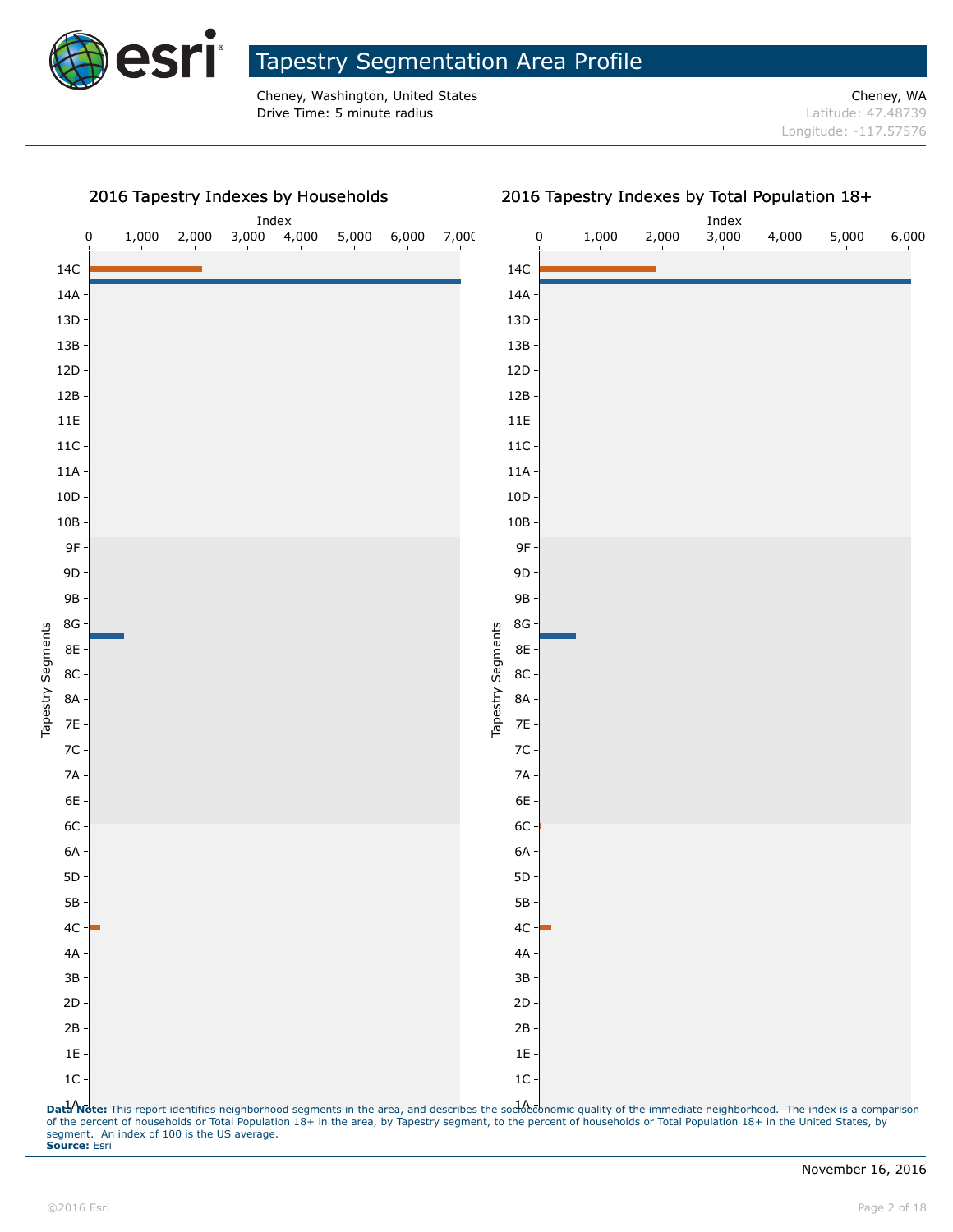# Tapestry Segmentation Area Profile

Cheney, Washington, United States
Drive Time: 5 minute radius

Cheney, WA
Latitude: 47.48739
Longitude: -117.57576

## 2016 Tapestry Indexes by Households

## 2016 Tapestry Indexes by Total Population 18+

**Data Note:** This report identifies neighborhood segments in the area, and describes the socioeconomic quality of the immediate neighborhood. The index is a comparison of the percent of households or Total Population 18+ in the area, by Tapestry segment, to the percent of households or Total Population 18+ in the United States, by segment. An index of 100 is the US average.
**Source:** Esri

November 16, 2016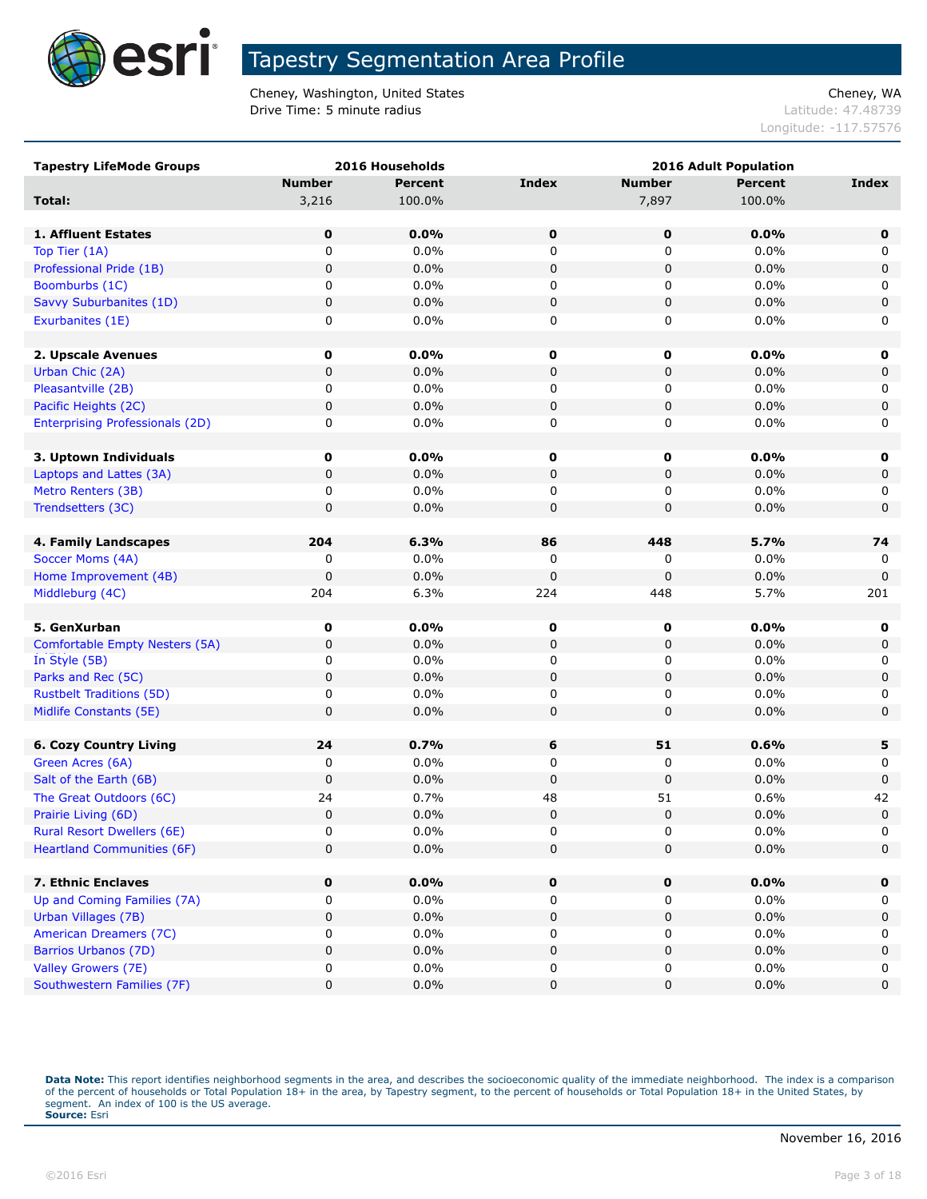# Tapestry Segmentation Area Profile

Cheney, Washington, United States
Drive Time: 5 minute radius

Cheney, WA
Latitude: 47.48739
Longitude: -117.57576

| Tapestry LifeMode Groups | 2016 Households | | | 2016 Adult Population | | |
|---|---|---|---|---|---|---|
| | Number | Percent | Index | Number | Percent | Index |
| **Total:** | 3,216 | 100.0% | | 7,897 | 100.0% | |
| | | | | | | |
| **1. Affluent Estates** | **0** | **0.0%** | **0** | **0** | **0.0%** | **0** |
| Top Tier (1A) | 0 | 0.0% | 0 | 0 | 0.0% | 0 |
| Professional Pride (1B) | 0 | 0.0% | 0 | 0 | 0.0% | 0 |
| Boomburbs (1C) | 0 | 0.0% | 0 | 0 | 0.0% | 0 |
| Savvy Suburbanites (1D) | 0 | 0.0% | 0 | 0 | 0.0% | 0 |
| Exurbanites (1E) | 0 | 0.0% | 0 | 0 | 0.0% | 0 |
| | | | | | | |
| **2. Upscale Avenues** | **0** | **0.0%** | **0** | **0** | **0.0%** | **0** |
| Urban Chic (2A) | 0 | 0.0% | 0 | 0 | 0.0% | 0 |
| Pleasantville (2B) | 0 | 0.0% | 0 | 0 | 0.0% | 0 |
| Pacific Heights (2C) | 0 | 0.0% | 0 | 0 | 0.0% | 0 |
| Enterprising Professionals (2D) | 0 | 0.0% | 0 | 0 | 0.0% | 0 |
| | | | | | | |
| **3. Uptown Individuals** | **0** | **0.0%** | **0** | **0** | **0.0%** | **0** |
| Laptops and Lattes (3A) | 0 | 0.0% | 0 | 0 | 0.0% | 0 |
| Metro Renters (3B) | 0 | 0.0% | 0 | 0 | 0.0% | 0 |
| Trendsetters (3C) | 0 | 0.0% | 0 | 0 | 0.0% | 0 |
| | | | | | | |
| **4. Family Landscapes** | **204** | **6.3%** | **86** | **448** | **5.7%** | **74** |
| Soccer Moms (4A) | 0 | 0.0% | 0 | 0 | 0.0% | 0 |
| Home Improvement (4B) | 0 | 0.0% | 0 | 0 | 0.0% | 0 |
| Middleburg (4C) | 204 | 6.3% | 224 | 448 | 5.7% | 201 |
| | | | | | | |
| **5. GenXurban** | **0** | **0.0%** | **0** | **0** | **0.0%** | **0** |
| Comfortable Empty Nesters (5A) | 0 | 0.0% | 0 | 0 | 0.0% | 0 |
| In Style (5B) | 0 | 0.0% | 0 | 0 | 0.0% | 0 |
| Parks and Rec (5C) | 0 | 0.0% | 0 | 0 | 0.0% | 0 |
| Rustbelt Traditions (5D) | 0 | 0.0% | 0 | 0 | 0.0% | 0 |
| Midlife Constants (5E) | 0 | 0.0% | 0 | 0 | 0.0% | 0 |
| | | | | | | |
| **6. Cozy Country Living** | **24** | **0.7%** | **6** | **51** | **0.6%** | **5** |
| Green Acres (6A) | 0 | 0.0% | 0 | 0 | 0.0% | 0 |
| Salt of the Earth (6B) | 0 | 0.0% | 0 | 0 | 0.0% | 0 |
| The Great Outdoors (6C) | 24 | 0.7% | 48 | 51 | 0.6% | 42 |
| Prairie Living (6D) | 0 | 0.0% | 0 | 0 | 0.0% | 0 |
| Rural Resort Dwellers (6E) | 0 | 0.0% | 0 | 0 | 0.0% | 0 |
| Heartland Communities (6F) | 0 | 0.0% | 0 | 0 | 0.0% | 0 |
| | | | | | | |
| **7. Ethnic Enclaves** | **0** | **0.0%** | **0** | **0** | **0.0%** | **0** |
| Up and Coming Families (7A) | 0 | 0.0% | 0 | 0 | 0.0% | 0 |
| Urban Villages (7B) | 0 | 0.0% | 0 | 0 | 0.0% | 0 |
| American Dreamers (7C) | 0 | 0.0% | 0 | 0 | 0.0% | 0 |
| Barrios Urbanos (7D) | 0 | 0.0% | 0 | 0 | 0.0% | 0 |
| Valley Growers (7E) | 0 | 0.0% | 0 | 0 | 0.0% | 0 |
| Southwestern Families (7F) | 0 | 0.0% | 0 | 0 | 0.0% | 0 |

**Data Note:** This report identifies neighborhood segments in the area, and describes the socioeconomic quality of the immediate neighborhood. The index is a comparison of the percent of households or Total Population 18+ in the area, by Tapestry segment, to the percent of households or Total Population 18+ in the United States, by segment. An index of 100 is the US average.
**Source:** Esri

November 16, 2016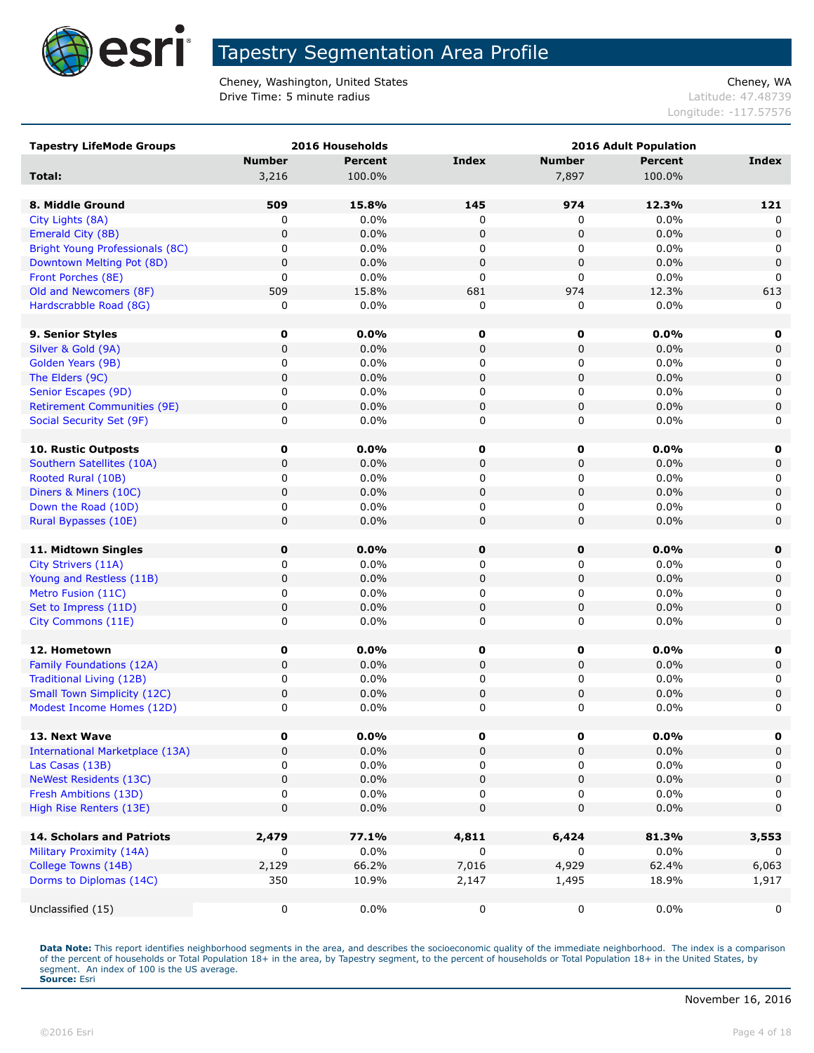# Tapestry Segmentation Area Profile

Cheney, Washington, United States
Drive Time: 5 minute radius

Cheney, WA
Latitude: 47.48739
Longitude: -117.57576

| Tapestry LifeMode Groups | 2016 Households | | | 2016 Adult Population | | |
|---|---|---|---|---|---|---|
| | Number | Percent | Index | Number | Percent | Index |
| **Total:** | 3,216 | 100.0% | | 7,897 | 100.0% | |
| | | | | | | |
| **8. Middle Ground** | **509** | **15.8%** | **145** | **974** | **12.3%** | **121** |
| City Lights (8A) | 0 | 0.0% | 0 | 0 | 0.0% | 0 |
| Emerald City (8B) | 0 | 0.0% | 0 | 0 | 0.0% | 0 |
| Bright Young Professionals (8C) | 0 | 0.0% | 0 | 0 | 0.0% | 0 |
| Downtown Melting Pot (8D) | 0 | 0.0% | 0 | 0 | 0.0% | 0 |
| Front Porches (8E) | 0 | 0.0% | 0 | 0 | 0.0% | 0 |
| Old and Newcomers (8F) | 509 | 15.8% | 681 | 974 | 12.3% | 613 |
| Hardscrabble Road (8G) | 0 | 0.0% | 0 | 0 | 0.0% | 0 |
| | | | | | | |
| **9. Senior Styles** | **0** | **0.0%** | **0** | **0** | **0.0%** | **0** |
| Silver & Gold (9A) | 0 | 0.0% | 0 | 0 | 0.0% | 0 |
| Golden Years (9B) | 0 | 0.0% | 0 | 0 | 0.0% | 0 |
| The Elders (9C) | 0 | 0.0% | 0 | 0 | 0.0% | 0 |
| Senior Escapes (9D) | 0 | 0.0% | 0 | 0 | 0.0% | 0 |
| Retirement Communities (9E) | 0 | 0.0% | 0 | 0 | 0.0% | 0 |
| Social Security Set (9F) | 0 | 0.0% | 0 | 0 | 0.0% | 0 |
| | | | | | | |
| **10. Rustic Outposts** | **0** | **0.0%** | **0** | **0** | **0.0%** | **0** |
| Southern Satellites (10A) | 0 | 0.0% | 0 | 0 | 0.0% | 0 |
| Rooted Rural (10B) | 0 | 0.0% | 0 | 0 | 0.0% | 0 |
| Diners & Miners (10C) | 0 | 0.0% | 0 | 0 | 0.0% | 0 |
| Down the Road (10D) | 0 | 0.0% | 0 | 0 | 0.0% | 0 |
| Rural Bypasses (10E) | 0 | 0.0% | 0 | 0 | 0.0% | 0 |
| | | | | | | |
| **11. Midtown Singles** | **0** | **0.0%** | **0** | **0** | **0.0%** | **0** |
| City Strivers (11A) | 0 | 0.0% | 0 | 0 | 0.0% | 0 |
| Young and Restless (11B) | 0 | 0.0% | 0 | 0 | 0.0% | 0 |
| Metro Fusion (11C) | 0 | 0.0% | 0 | 0 | 0.0% | 0 |
| Set to Impress (11D) | 0 | 0.0% | 0 | 0 | 0.0% | 0 |
| City Commons (11E) | 0 | 0.0% | 0 | 0 | 0.0% | 0 |
| | | | | | | |
| **12. Hometown** | **0** | **0.0%** | **0** | **0** | **0.0%** | **0** |
| Family Foundations (12A) | 0 | 0.0% | 0 | 0 | 0.0% | 0 |
| Traditional Living (12B) | 0 | 0.0% | 0 | 0 | 0.0% | 0 |
| Small Town Simplicity (12C) | 0 | 0.0% | 0 | 0 | 0.0% | 0 |
| Modest Income Homes (12D) | 0 | 0.0% | 0 | 0 | 0.0% | 0 |
| | | | | | | |
| **13. Next Wave** | **0** | **0.0%** | **0** | **0** | **0.0%** | **0** |
| International Marketplace (13A) | 0 | 0.0% | 0 | 0 | 0.0% | 0 |
| Las Casas (13B) | 0 | 0.0% | 0 | 0 | 0.0% | 0 |
| NeWest Residents (13C) | 0 | 0.0% | 0 | 0 | 0.0% | 0 |
| Fresh Ambitions (13D) | 0 | 0.0% | 0 | 0 | 0.0% | 0 |
| High Rise Renters (13E) | 0 | 0.0% | 0 | 0 | 0.0% | 0 |
| | | | | | | |
| **14. Scholars and Patriots** | **2,479** | **77.1%** | **4,811** | **6,424** | **81.3%** | **3,553** |
| Military Proximity (14A) | 0 | 0.0% | 0 | 0 | 0.0% | 0 |
| College Towns (14B) | 2,129 | 66.2% | 7,016 | 4,929 | 62.4% | 6,063 |
| Dorms to Diplomas (14C) | 350 | 10.9% | 2,147 | 1,495 | 18.9% | 1,917 |
| | | | | | | |
| Unclassified (15) | 0 | 0.0% | 0 | 0 | 0.0% | 0 |

**Data Note:** This report identifies neighborhood segments in the area, and describes the socioeconomic quality of the immediate neighborhood. The index is a comparison of the percent of households or Total Population 18+ in the area, by Tapestry segment, to the percent of households or Total Population 18+ in the United States, by segment. An index of 100 is the US average.
**Source:** Esri

November 16, 2016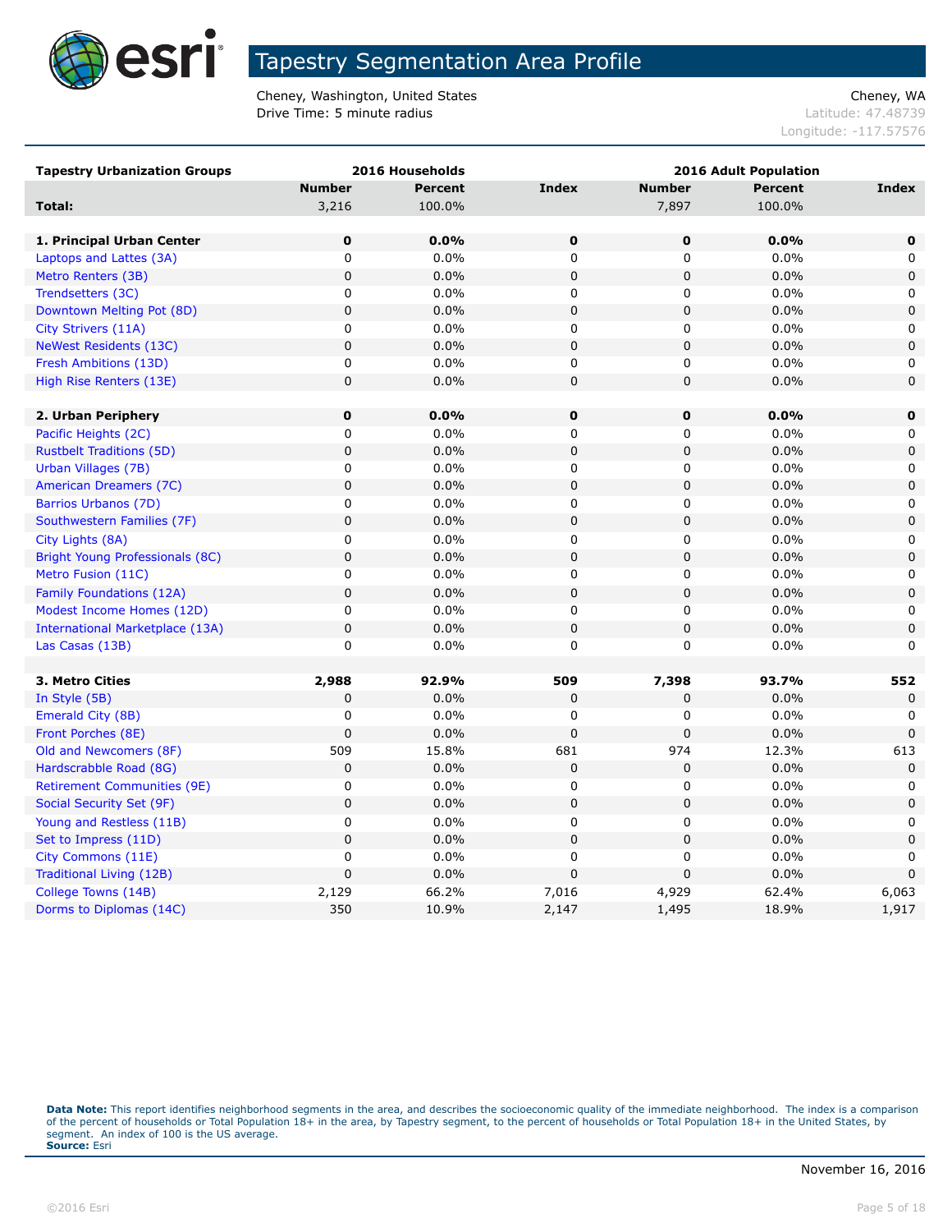# Tapestry Segmentation Area Profile

Cheney, Washington, United States
Drive Time: 5 minute radius

Cheney, WA
Latitude: 47.48739
Longitude: -117.57576

| Tapestry Urbanization Groups | 2016 Households | | | 2016 Adult Population | | |
|---|---|---|---|---|---|---|
| | Number | Percent | Index | Number | Percent | Index |
| **Total:** | 3,216 | 100.0% | | 7,897 | 100.0% | |
| | | | | | | |
| **1. Principal Urban Center** | **0** | **0.0%** | **0** | **0** | **0.0%** | **0** |
| Laptops and Lattes (3A) | 0 | 0.0% | 0 | 0 | 0.0% | 0 |
| Metro Renters (3B) | 0 | 0.0% | 0 | 0 | 0.0% | 0 |
| Trendsetters (3C) | 0 | 0.0% | 0 | 0 | 0.0% | 0 |
| Downtown Melting Pot (8D) | 0 | 0.0% | 0 | 0 | 0.0% | 0 |
| City Strivers (11A) | 0 | 0.0% | 0 | 0 | 0.0% | 0 |
| NeWest Residents (13C) | 0 | 0.0% | 0 | 0 | 0.0% | 0 |
| Fresh Ambitions (13D) | 0 | 0.0% | 0 | 0 | 0.0% | 0 |
| High Rise Renters (13E) | 0 | 0.0% | 0 | 0 | 0.0% | 0 |
| | | | | | | |
| **2. Urban Periphery** | **0** | **0.0%** | **0** | **0** | **0.0%** | **0** |
| Pacific Heights (2C) | 0 | 0.0% | 0 | 0 | 0.0% | 0 |
| Rustbelt Traditions (5D) | 0 | 0.0% | 0 | 0 | 0.0% | 0 |
| Urban Villages (7B) | 0 | 0.0% | 0 | 0 | 0.0% | 0 |
| American Dreamers (7C) | 0 | 0.0% | 0 | 0 | 0.0% | 0 |
| Barrios Urbanos (7D) | 0 | 0.0% | 0 | 0 | 0.0% | 0 |
| Southwestern Families (7F) | 0 | 0.0% | 0 | 0 | 0.0% | 0 |
| City Lights (8A) | 0 | 0.0% | 0 | 0 | 0.0% | 0 |
| Bright Young Professionals (8C) | 0 | 0.0% | 0 | 0 | 0.0% | 0 |
| Metro Fusion (11C) | 0 | 0.0% | 0 | 0 | 0.0% | 0 |
| Family Foundations (12A) | 0 | 0.0% | 0 | 0 | 0.0% | 0 |
| Modest Income Homes (12D) | 0 | 0.0% | 0 | 0 | 0.0% | 0 |
| International Marketplace (13A) | 0 | 0.0% | 0 | 0 | 0.0% | 0 |
| Las Casas (13B) | 0 | 0.0% | 0 | 0 | 0.0% | 0 |
| | | | | | | |
| **3. Metro Cities** | **2,988** | **92.9%** | **509** | **7,398** | **93.7%** | **552** |
| In Style (5B) | 0 | 0.0% | 0 | 0 | 0.0% | 0 |
| Emerald City (8B) | 0 | 0.0% | 0 | 0 | 0.0% | 0 |
| Front Porches (8E) | 0 | 0.0% | 0 | 0 | 0.0% | 0 |
| Old and Newcomers (8F) | 509 | 15.8% | 681 | 974 | 12.3% | 613 |
| Hardscrabble Road (8G) | 0 | 0.0% | 0 | 0 | 0.0% | 0 |
| Retirement Communities (9E) | 0 | 0.0% | 0 | 0 | 0.0% | 0 |
| Social Security Set (9F) | 0 | 0.0% | 0 | 0 | 0.0% | 0 |
| Young and Restless (11B) | 0 | 0.0% | 0 | 0 | 0.0% | 0 |
| Set to Impress (11D) | 0 | 0.0% | 0 | 0 | 0.0% | 0 |
| City Commons (11E) | 0 | 0.0% | 0 | 0 | 0.0% | 0 |
| Traditional Living (12B) | 0 | 0.0% | 0 | 0 | 0.0% | 0 |
| College Towns (14B) | 2,129 | 66.2% | 7,016 | 4,929 | 62.4% | 6,063 |
| Dorms to Diplomas (14C) | 350 | 10.9% | 2,147 | 1,495 | 18.9% | 1,917 |

**Data Note:** This report identifies neighborhood segments in the area, and describes the socioeconomic quality of the immediate neighborhood. The index is a comparison of the percent of households or Total Population 18+ in the area, by Tapestry segment, to the percent of households or Total Population 18+ in the United States, by segment. An index of 100 is the US average.
**Source:** Esri

November 16, 2016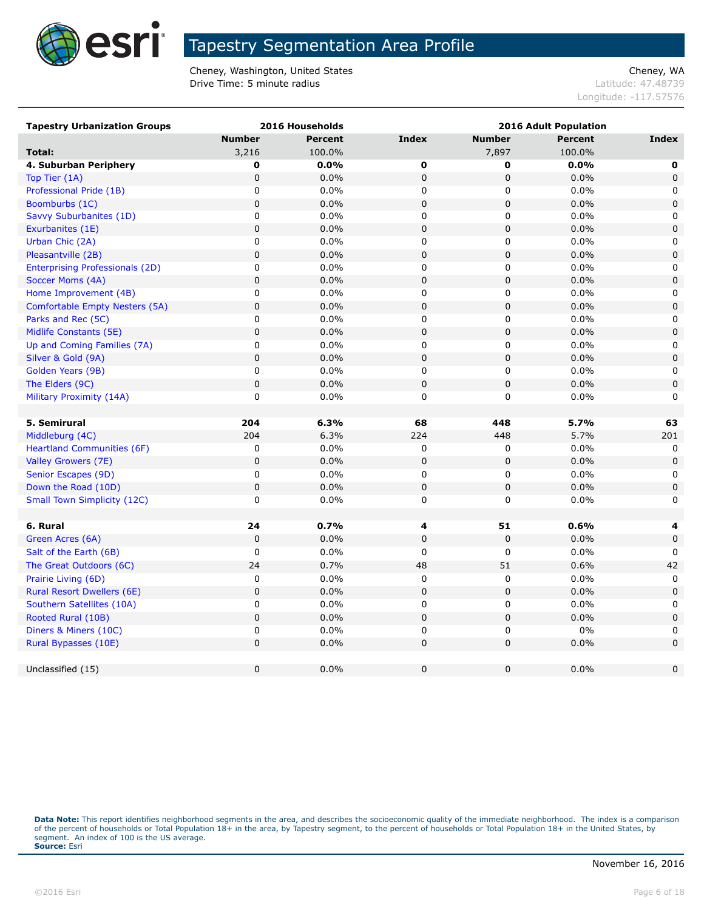# Tapestry Segmentation Area Profile

Cheney, Washington, United States
Drive Time: 5 minute radius

Cheney, WA
Latitude: 47.48739
Longitude: -117.57576

| Tapestry Urbanization Groups | 2016 Households | | | 2016 Adult Population | | |
|---|---|---|---|---|---|---|
| | Number | Percent | Index | Number | Percent | Index |
| **Total:** | 3,216 | 100.0% | | 7,897 | 100.0% | |
| **4. Suburban Periphery** | **0** | **0.0%** | **0** | **0** | **0.0%** | **0** |
| Top Tier (1A) | 0 | 0.0% | 0 | 0 | 0.0% | 0 |
| Professional Pride (1B) | 0 | 0.0% | 0 | 0 | 0.0% | 0 |
| Boomburbs (1C) | 0 | 0.0% | 0 | 0 | 0.0% | 0 |
| Savvy Suburbanites (1D) | 0 | 0.0% | 0 | 0 | 0.0% | 0 |
| Exurbanites (1E) | 0 | 0.0% | 0 | 0 | 0.0% | 0 |
| Urban Chic (2A) | 0 | 0.0% | 0 | 0 | 0.0% | 0 |
| Pleasantville (2B) | 0 | 0.0% | 0 | 0 | 0.0% | 0 |
| Enterprising Professionals (2D) | 0 | 0.0% | 0 | 0 | 0.0% | 0 |
| Soccer Moms (4A) | 0 | 0.0% | 0 | 0 | 0.0% | 0 |
| Home Improvement (4B) | 0 | 0.0% | 0 | 0 | 0.0% | 0 |
| Comfortable Empty Nesters (5A) | 0 | 0.0% | 0 | 0 | 0.0% | 0 |
| Parks and Rec (5C) | 0 | 0.0% | 0 | 0 | 0.0% | 0 |
| Midlife Constants (5E) | 0 | 0.0% | 0 | 0 | 0.0% | 0 |
| Up and Coming Families (7A) | 0 | 0.0% | 0 | 0 | 0.0% | 0 |
| Silver & Gold (9A) | 0 | 0.0% | 0 | 0 | 0.0% | 0 |
| Golden Years (9B) | 0 | 0.0% | 0 | 0 | 0.0% | 0 |
| The Elders (9C) | 0 | 0.0% | 0 | 0 | 0.0% | 0 |
| Military Proximity (14A) | 0 | 0.0% | 0 | 0 | 0.0% | 0 |
| | | | | | | |
| **5. Semirural** | **204** | **6.3%** | **68** | **448** | **5.7%** | **63** |
| Middleburg (4C) | 204 | 6.3% | 224 | 448 | 5.7% | 201 |
| Heartland Communities (6F) | 0 | 0.0% | 0 | 0 | 0.0% | 0 |
| Valley Growers (7E) | 0 | 0.0% | 0 | 0 | 0.0% | 0 |
| Senior Escapes (9D) | 0 | 0.0% | 0 | 0 | 0.0% | 0 |
| Down the Road (10D) | 0 | 0.0% | 0 | 0 | 0.0% | 0 |
| Small Town Simplicity (12C) | 0 | 0.0% | 0 | 0 | 0.0% | 0 |
| | | | | | | |
| **6. Rural** | **24** | **0.7%** | **4** | **51** | **0.6%** | **4** |
| Green Acres (6A) | 0 | 0.0% | 0 | 0 | 0.0% | 0 |
| Salt of the Earth (6B) | 0 | 0.0% | 0 | 0 | 0.0% | 0 |
| The Great Outdoors (6C) | 24 | 0.7% | 48 | 51 | 0.6% | 42 |
| Prairie Living (6D) | 0 | 0.0% | 0 | 0 | 0.0% | 0 |
| Rural Resort Dwellers (6E) | 0 | 0.0% | 0 | 0 | 0.0% | 0 |
| Southern Satellites (10A) | 0 | 0.0% | 0 | 0 | 0.0% | 0 |
| Rooted Rural (10B) | 0 | 0.0% | 0 | 0 | 0.0% | 0 |
| Diners & Miners (10C) | 0 | 0.0% | 0 | 0 | 0% | 0 |
| Rural Bypasses (10E) | 0 | 0.0% | 0 | 0 | 0.0% | 0 |
| | | | | | | |
| Unclassified (15) | 0 | 0.0% | 0 | 0 | 0.0% | 0 |

**Data Note:** This report identifies neighborhood segments in the area, and describes the socioeconomic quality of the immediate neighborhood. The index is a comparison of the percent of households or Total Population 18+ in the area, by Tapestry segment, to the percent of households or Total Population 18+ in the United States, by segment. An index of 100 is the US average.
**Source:** Esri

November 16, 2016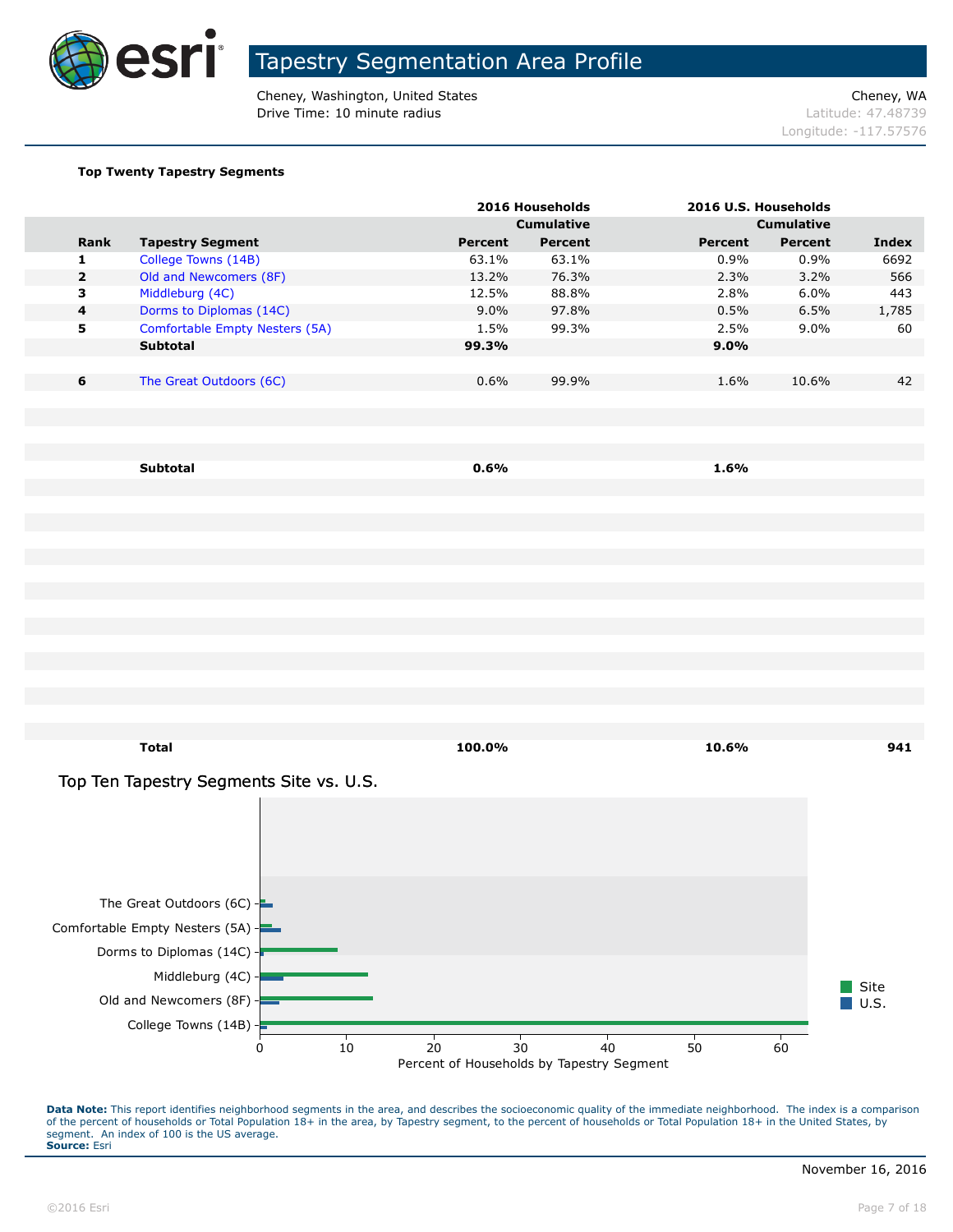# Tapestry Segmentation Area Profile

Cheney, Washington, United States
Drive Time: 10 minute radius

Cheney, WA
Latitude: 47.48739
Longitude: -117.57576

**Top Twenty Tapestry Segments**

| | | 2016 Households | | 2016 U.S. Households | | |
|---|---|---|---|---|---|---|
| | | | Cumulative | | Cumulative | |
| **Rank** | **Tapestry Segment** | **Percent** | **Percent** | **Percent** | **Percent** | **Index** |
| 1 | College Towns (14B) | 63.1% | 63.1% | 0.9% | 0.9% | 6692 |
| 2 | Old and Newcomers (8F) | 13.2% | 76.3% | 2.3% | 3.2% | 566 |
| 3 | Middleburg (4C) | 12.5% | 88.8% | 2.8% | 6.0% | 443 |
| 4 | Dorms to Diplomas (14C) | 9.0% | 97.8% | 0.5% | 6.5% | 1,785 |
| 5 | Comfortable Empty Nesters (5A) | 1.5% | 99.3% | 2.5% | 9.0% | 60 |
| | **Subtotal** | **99.3%** | | **9.0%** | | |
| 6 | The Great Outdoors (6C) | 0.6% | 99.9% | 1.6% | 10.6% | 42 |
| | **Subtotal** | **0.6%** | | **1.6%** | | |
| | **Total** | **100.0%** | | **10.6%** | | **941** |

## Top Ten Tapestry Segments Site vs. U.S.

| Tapestry Segment | Site | U.S. |
|---|---|---|
| The Great Outdoors (6C) | 0.6 | 1.6 |
| Comfortable Empty Nesters (5A) | 1.5 | 2.5 |
| Dorms to Diplomas (14C) | 9.0 | 0.5 |
| Middleburg (4C) | 12.5 | 2.8 |
| Old and Newcomers (8F) | 13.2 | 2.3 |
| College Towns (14B) | 63.1 | 0.9 |

Percent of Households by Tapestry Segment

**Data Note:** This report identifies neighborhood segments in the area, and describes the socioeconomic quality of the immediate neighborhood. The index is a comparison of the percent of households or Total Population 18+ in the area, by Tapestry segment, to the percent of households or Total Population 18+ in the United States, by segment. An index of 100 is the US average.
**Source:** Esri

November 16, 2016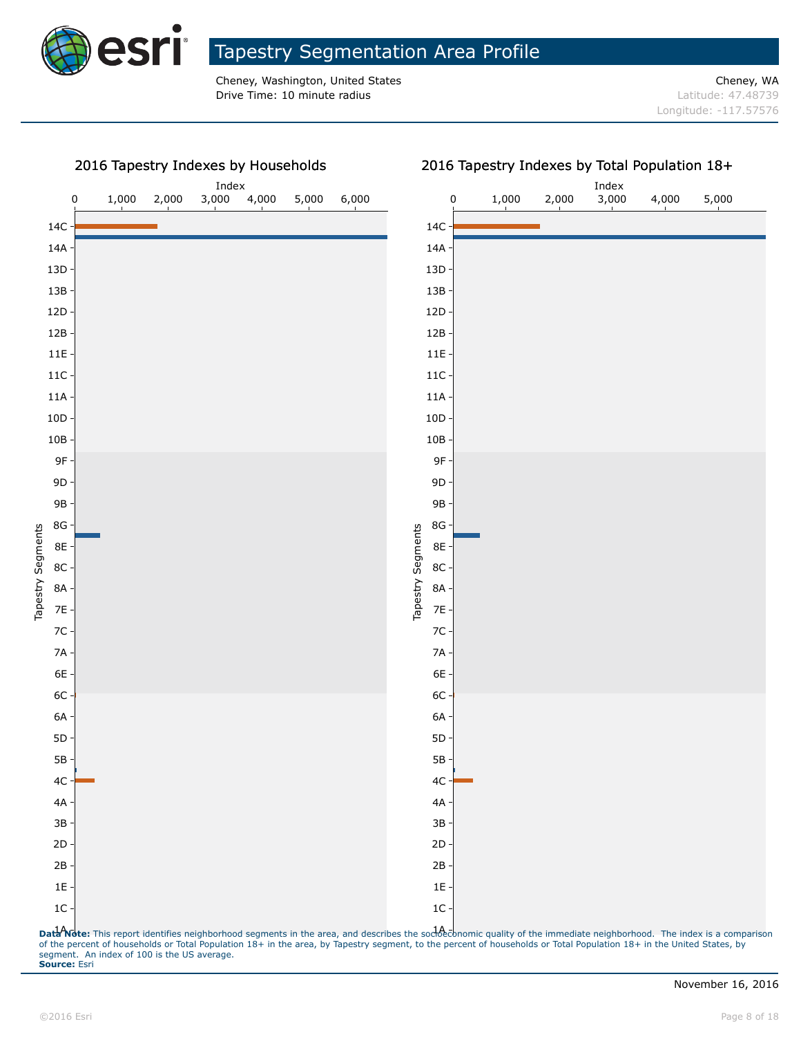# Tapestry Segmentation Area Profile

Cheney, Washington, United States
Drive Time: 10 minute radius

Cheney, WA
Latitude: 47.48739
Longitude: -117.57576

## 2016 Tapestry Indexes by Households

Index: 0, 1,000, 2,000, 3,000, 4,000, 5,000, 6,000

Tapestry Segments: 14C, 14A, 13D, 13B, 12D, 12B, 11E, 11C, 11A, 10D, 10B, 9F, 9D, 9B, 8G, 8E, 8C, 8A, 7E, 7C, 7A, 6E, 6C, 6A, 5D, 5B, 4C, 4A, 3B, 2D, 2B, 1E, 1C, 1A

## 2016 Tapestry Indexes by Total Population 18+

Index: 0, 1,000, 2,000, 3,000, 4,000, 5,000

Tapestry Segments: 14C, 14A, 13D, 13B, 12D, 12B, 11E, 11C, 11A, 10D, 10B, 9F, 9D, 9B, 8G, 8E, 8C, 8A, 7E, 7C, 7A, 6E, 6C, 6A, 5D, 5B, 4C, 4A, 3B, 2D, 2B, 1E, 1C, 1A

**Data Note:** This report identifies neighborhood segments in the area, and describes the socioeconomic quality of the immediate neighborhood. The index is a comparison of the percent of households or Total Population 18+ in the area, by Tapestry segment, to the percent of households or Total Population 18+ in the United States, by segment. An index of 100 is the US average.
**Source:** Esri

November 16, 2016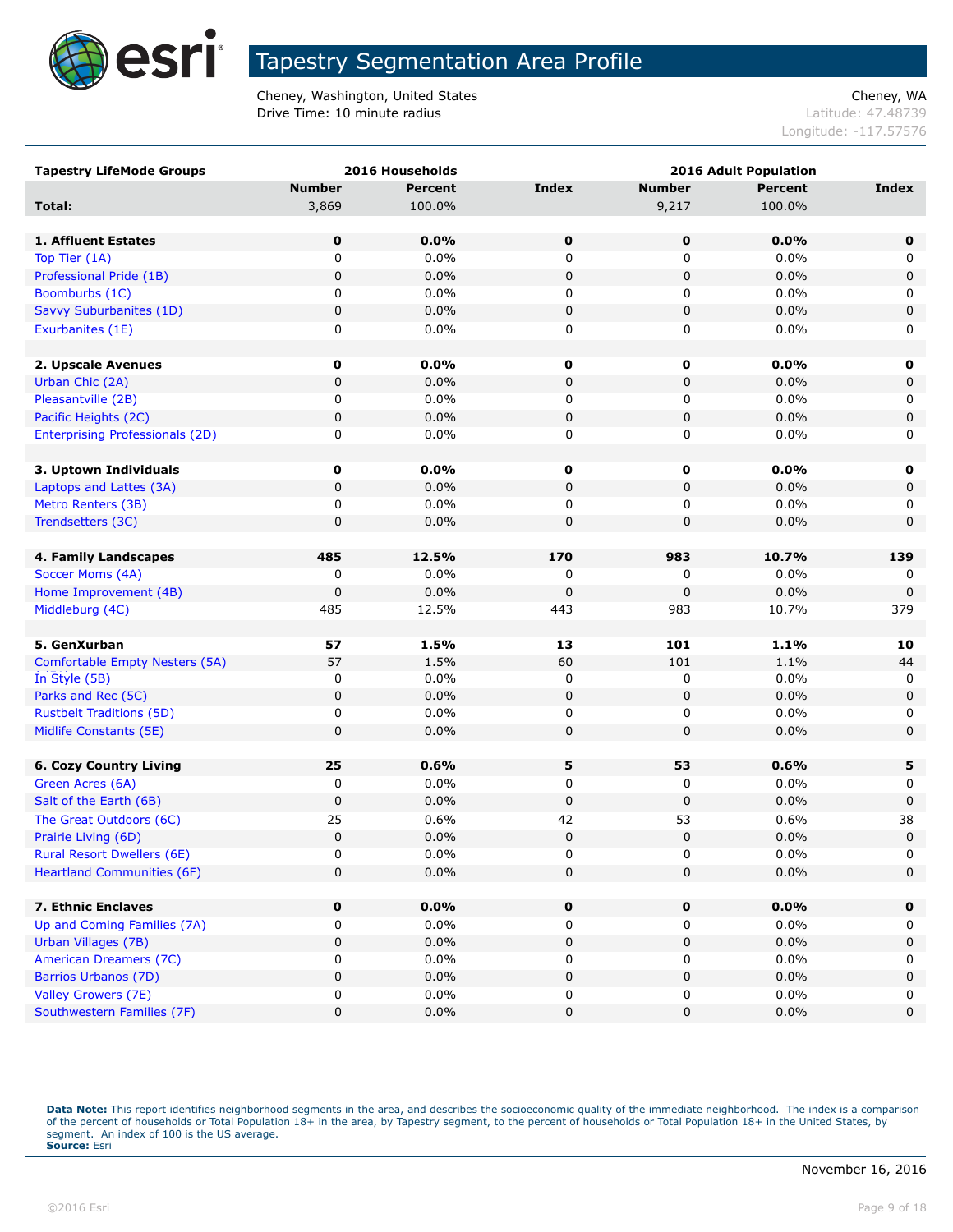# Tapestry Segmentation Area Profile

Cheney, Washington, United States
Drive Time: 10 minute radius

Cheney, WA
Latitude: 47.48739
Longitude: -117.57576

| Tapestry LifeMode Groups | 2016 Households | | | 2016 Adult Population | | |
|---|---|---|---|---|---|---|
| | Number | Percent | Index | Number | Percent | Index |
| **Total:** | 3,869 | 100.0% | | 9,217 | 100.0% | |
| | | | | | | |
| **1. Affluent Estates** | **0** | **0.0%** | **0** | **0** | **0.0%** | **0** |
| Top Tier (1A) | 0 | 0.0% | 0 | 0 | 0.0% | 0 |
| Professional Pride (1B) | 0 | 0.0% | 0 | 0 | 0.0% | 0 |
| Boomburbs (1C) | 0 | 0.0% | 0 | 0 | 0.0% | 0 |
| Savvy Suburbanites (1D) | 0 | 0.0% | 0 | 0 | 0.0% | 0 |
| Exurbanites (1E) | 0 | 0.0% | 0 | 0 | 0.0% | 0 |
| | | | | | | |
| **2. Upscale Avenues** | **0** | **0.0%** | **0** | **0** | **0.0%** | **0** |
| Urban Chic (2A) | 0 | 0.0% | 0 | 0 | 0.0% | 0 |
| Pleasantville (2B) | 0 | 0.0% | 0 | 0 | 0.0% | 0 |
| Pacific Heights (2C) | 0 | 0.0% | 0 | 0 | 0.0% | 0 |
| Enterprising Professionals (2D) | 0 | 0.0% | 0 | 0 | 0.0% | 0 |
| | | | | | | |
| **3. Uptown Individuals** | **0** | **0.0%** | **0** | **0** | **0.0%** | **0** |
| Laptops and Lattes (3A) | 0 | 0.0% | 0 | 0 | 0.0% | 0 |
| Metro Renters (3B) | 0 | 0.0% | 0 | 0 | 0.0% | 0 |
| Trendsetters (3C) | 0 | 0.0% | 0 | 0 | 0.0% | 0 |
| | | | | | | |
| **4. Family Landscapes** | **485** | **12.5%** | **170** | **983** | **10.7%** | **139** |
| Soccer Moms (4A) | 0 | 0.0% | 0 | 0 | 0.0% | 0 |
| Home Improvement (4B) | 0 | 0.0% | 0 | 0 | 0.0% | 0 |
| Middleburg (4C) | 485 | 12.5% | 443 | 983 | 10.7% | 379 |
| | | | | | | |
| **5. GenXurban** | **57** | **1.5%** | **13** | **101** | **1.1%** | **10** |
| Comfortable Empty Nesters (5A) | 57 | 1.5% | 60 | 101 | 1.1% | 44 |
| In Style (5B) | 0 | 0.0% | 0 | 0 | 0.0% | 0 |
| Parks and Rec (5C) | 0 | 0.0% | 0 | 0 | 0.0% | 0 |
| Rustbelt Traditions (5D) | 0 | 0.0% | 0 | 0 | 0.0% | 0 |
| Midlife Constants (5E) | 0 | 0.0% | 0 | 0 | 0.0% | 0 |
| | | | | | | |
| **6. Cozy Country Living** | **25** | **0.6%** | **5** | **53** | **0.6%** | **5** |
| Green Acres (6A) | 0 | 0.0% | 0 | 0 | 0.0% | 0 |
| Salt of the Earth (6B) | 0 | 0.0% | 0 | 0 | 0.0% | 0 |
| The Great Outdoors (6C) | 25 | 0.6% | 42 | 53 | 0.6% | 38 |
| Prairie Living (6D) | 0 | 0.0% | 0 | 0 | 0.0% | 0 |
| Rural Resort Dwellers (6E) | 0 | 0.0% | 0 | 0 | 0.0% | 0 |
| Heartland Communities (6F) | 0 | 0.0% | 0 | 0 | 0.0% | 0 |
| | | | | | | |
| **7. Ethnic Enclaves** | **0** | **0.0%** | **0** | **0** | **0.0%** | **0** |
| Up and Coming Families (7A) | 0 | 0.0% | 0 | 0 | 0.0% | 0 |
| Urban Villages (7B) | 0 | 0.0% | 0 | 0 | 0.0% | 0 |
| American Dreamers (7C) | 0 | 0.0% | 0 | 0 | 0.0% | 0 |
| Barrios Urbanos (7D) | 0 | 0.0% | 0 | 0 | 0.0% | 0 |
| Valley Growers (7E) | 0 | 0.0% | 0 | 0 | 0.0% | 0 |
| Southwestern Families (7F) | 0 | 0.0% | 0 | 0 | 0.0% | 0 |

**Data Note:** This report identifies neighborhood segments in the area, and describes the socioeconomic quality of the immediate neighborhood. The index is a comparison of the percent of households or Total Population 18+ in the area, by Tapestry segment, to the percent of households or Total Population 18+ in the United States, by segment. An index of 100 is the US average.
**Source:** Esri

November 16, 2016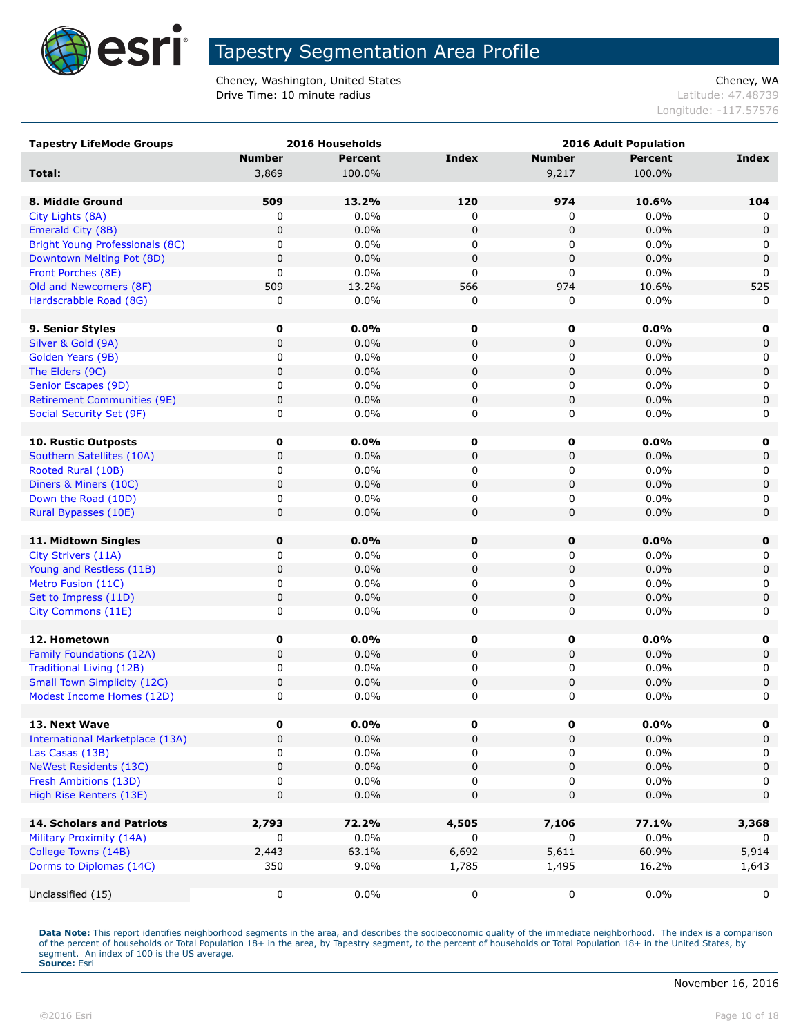# Tapestry Segmentation Area Profile

Cheney, Washington, United States
Drive Time: 10 minute radius

Cheney, WA
Latitude: 47.48739
Longitude: -117.57576

| Tapestry LifeMode Groups | 2016 Households | | | 2016 Adult Population | | |
|---|---|---|---|---|---|---|
| | Number | Percent | Index | Number | Percent | Index |
| **Total:** | 3,869 | 100.0% | | 9,217 | 100.0% | |
| | | | | | | |
| **8. Middle Ground** | **509** | **13.2%** | **120** | **974** | **10.6%** | **104** |
| City Lights (8A) | 0 | 0.0% | 0 | 0 | 0.0% | 0 |
| Emerald City (8B) | 0 | 0.0% | 0 | 0 | 0.0% | 0 |
| Bright Young Professionals (8C) | 0 | 0.0% | 0 | 0 | 0.0% | 0 |
| Downtown Melting Pot (8D) | 0 | 0.0% | 0 | 0 | 0.0% | 0 |
| Front Porches (8E) | 0 | 0.0% | 0 | 0 | 0.0% | 0 |
| Old and Newcomers (8F) | 509 | 13.2% | 566 | 974 | 10.6% | 525 |
| Hardscrabble Road (8G) | 0 | 0.0% | 0 | 0 | 0.0% | 0 |
| | | | | | | |
| **9. Senior Styles** | **0** | **0.0%** | **0** | **0** | **0.0%** | **0** |
| Silver & Gold (9A) | 0 | 0.0% | 0 | 0 | 0.0% | 0 |
| Golden Years (9B) | 0 | 0.0% | 0 | 0 | 0.0% | 0 |
| The Elders (9C) | 0 | 0.0% | 0 | 0 | 0.0% | 0 |
| Senior Escapes (9D) | 0 | 0.0% | 0 | 0 | 0.0% | 0 |
| Retirement Communities (9E) | 0 | 0.0% | 0 | 0 | 0.0% | 0 |
| Social Security Set (9F) | 0 | 0.0% | 0 | 0 | 0.0% | 0 |
| | | | | | | |
| **10. Rustic Outposts** | **0** | **0.0%** | **0** | **0** | **0.0%** | **0** |
| Southern Satellites (10A) | 0 | 0.0% | 0 | 0 | 0.0% | 0 |
| Rooted Rural (10B) | 0 | 0.0% | 0 | 0 | 0.0% | 0 |
| Diners & Miners (10C) | 0 | 0.0% | 0 | 0 | 0.0% | 0 |
| Down the Road (10D) | 0 | 0.0% | 0 | 0 | 0.0% | 0 |
| Rural Bypasses (10E) | 0 | 0.0% | 0 | 0 | 0.0% | 0 |
| | | | | | | |
| **11. Midtown Singles** | **0** | **0.0%** | **0** | **0** | **0.0%** | **0** |
| City Strivers (11A) | 0 | 0.0% | 0 | 0 | 0.0% | 0 |
| Young and Restless (11B) | 0 | 0.0% | 0 | 0 | 0.0% | 0 |
| Metro Fusion (11C) | 0 | 0.0% | 0 | 0 | 0.0% | 0 |
| Set to Impress (11D) | 0 | 0.0% | 0 | 0 | 0.0% | 0 |
| City Commons (11E) | 0 | 0.0% | 0 | 0 | 0.0% | 0 |
| | | | | | | |
| **12. Hometown** | **0** | **0.0%** | **0** | **0** | **0.0%** | **0** |
| Family Foundations (12A) | 0 | 0.0% | 0 | 0 | 0.0% | 0 |
| Traditional Living (12B) | 0 | 0.0% | 0 | 0 | 0.0% | 0 |
| Small Town Simplicity (12C) | 0 | 0.0% | 0 | 0 | 0.0% | 0 |
| Modest Income Homes (12D) | 0 | 0.0% | 0 | 0 | 0.0% | 0 |
| | | | | | | |
| **13. Next Wave** | **0** | **0.0%** | **0** | **0** | **0.0%** | **0** |
| International Marketplace (13A) | 0 | 0.0% | 0 | 0 | 0.0% | 0 |
| Las Casas (13B) | 0 | 0.0% | 0 | 0 | 0.0% | 0 |
| NeWest Residents (13C) | 0 | 0.0% | 0 | 0 | 0.0% | 0 |
| Fresh Ambitions (13D) | 0 | 0.0% | 0 | 0 | 0.0% | 0 |
| High Rise Renters (13E) | 0 | 0.0% | 0 | 0 | 0.0% | 0 |
| | | | | | | |
| **14. Scholars and Patriots** | **2,793** | **72.2%** | **4,505** | **7,106** | **77.1%** | **3,368** |
| Military Proximity (14A) | 0 | 0.0% | 0 | 0 | 0.0% | 0 |
| College Towns (14B) | 2,443 | 63.1% | 6,692 | 5,611 | 60.9% | 5,914 |
| Dorms to Diplomas (14C) | 350 | 9.0% | 1,785 | 1,495 | 16.2% | 1,643 |
| | | | | | | |
| Unclassified (15) | 0 | 0.0% | 0 | 0 | 0.0% | 0 |

**Data Note:** This report identifies neighborhood segments in the area, and describes the socioeconomic quality of the immediate neighborhood. The index is a comparison of the percent of households or Total Population 18+ in the area, by Tapestry segment, to the percent of households or Total Population 18+ in the United States, by segment. An index of 100 is the US average.
**Source:** Esri

November 16, 2016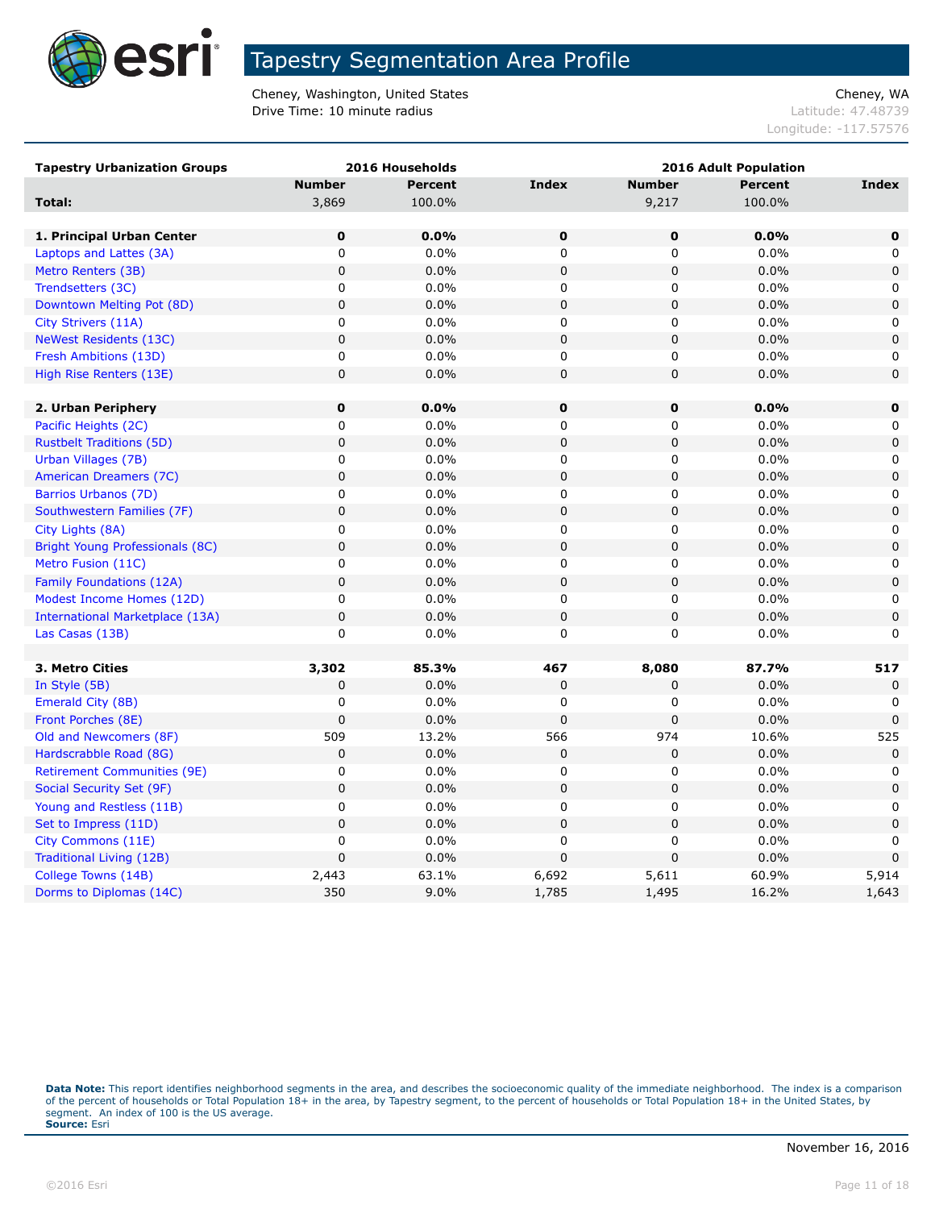# Tapestry Segmentation Area Profile

Cheney, Washington, United States
Drive Time: 10 minute radius

Cheney, WA
Latitude: 47.48739
Longitude: -117.57576

| Tapestry Urbanization Groups | 2016 Households | | | 2016 Adult Population | | |
|---|---|---|---|---|---|---|
| | Number | Percent | Index | Number | Percent | Index |
| **Total:** | 3,869 | 100.0% | | 9,217 | 100.0% | |
| | | | | | | |
| **1. Principal Urban Center** | **0** | **0.0%** | **0** | **0** | **0.0%** | **0** |
| Laptops and Lattes (3A) | 0 | 0.0% | 0 | 0 | 0.0% | 0 |
| Metro Renters (3B) | 0 | 0.0% | 0 | 0 | 0.0% | 0 |
| Trendsetters (3C) | 0 | 0.0% | 0 | 0 | 0.0% | 0 |
| Downtown Melting Pot (8D) | 0 | 0.0% | 0 | 0 | 0.0% | 0 |
| City Strivers (11A) | 0 | 0.0% | 0 | 0 | 0.0% | 0 |
| NeWest Residents (13C) | 0 | 0.0% | 0 | 0 | 0.0% | 0 |
| Fresh Ambitions (13D) | 0 | 0.0% | 0 | 0 | 0.0% | 0 |
| High Rise Renters (13E) | 0 | 0.0% | 0 | 0 | 0.0% | 0 |
| | | | | | | |
| **2. Urban Periphery** | **0** | **0.0%** | **0** | **0** | **0.0%** | **0** |
| Pacific Heights (2C) | 0 | 0.0% | 0 | 0 | 0.0% | 0 |
| Rustbelt Traditions (5D) | 0 | 0.0% | 0 | 0 | 0.0% | 0 |
| Urban Villages (7B) | 0 | 0.0% | 0 | 0 | 0.0% | 0 |
| American Dreamers (7C) | 0 | 0.0% | 0 | 0 | 0.0% | 0 |
| Barrios Urbanos (7D) | 0 | 0.0% | 0 | 0 | 0.0% | 0 |
| Southwestern Families (7F) | 0 | 0.0% | 0 | 0 | 0.0% | 0 |
| City Lights (8A) | 0 | 0.0% | 0 | 0 | 0.0% | 0 |
| Bright Young Professionals (8C) | 0 | 0.0% | 0 | 0 | 0.0% | 0 |
| Metro Fusion (11C) | 0 | 0.0% | 0 | 0 | 0.0% | 0 |
| Family Foundations (12A) | 0 | 0.0% | 0 | 0 | 0.0% | 0 |
| Modest Income Homes (12D) | 0 | 0.0% | 0 | 0 | 0.0% | 0 |
| International Marketplace (13A) | 0 | 0.0% | 0 | 0 | 0.0% | 0 |
| Las Casas (13B) | 0 | 0.0% | 0 | 0 | 0.0% | 0 |
| | | | | | | |
| **3. Metro Cities** | **3,302** | **85.3%** | **467** | **8,080** | **87.7%** | **517** |
| In Style (5B) | 0 | 0.0% | 0 | 0 | 0.0% | 0 |
| Emerald City (8B) | 0 | 0.0% | 0 | 0 | 0.0% | 0 |
| Front Porches (8E) | 0 | 0.0% | 0 | 0 | 0.0% | 0 |
| Old and Newcomers (8F) | 509 | 13.2% | 566 | 974 | 10.6% | 525 |
| Hardscrabble Road (8G) | 0 | 0.0% | 0 | 0 | 0.0% | 0 |
| Retirement Communities (9E) | 0 | 0.0% | 0 | 0 | 0.0% | 0 |
| Social Security Set (9F) | 0 | 0.0% | 0 | 0 | 0.0% | 0 |
| Young and Restless (11B) | 0 | 0.0% | 0 | 0 | 0.0% | 0 |
| Set to Impress (11D) | 0 | 0.0% | 0 | 0 | 0.0% | 0 |
| City Commons (11E) | 0 | 0.0% | 0 | 0 | 0.0% | 0 |
| Traditional Living (12B) | 0 | 0.0% | 0 | 0 | 0.0% | 0 |
| College Towns (14B) | 2,443 | 63.1% | 6,692 | 5,611 | 60.9% | 5,914 |
| Dorms to Diplomas (14C) | 350 | 9.0% | 1,785 | 1,495 | 16.2% | 1,643 |

**Data Note:** This report identifies neighborhood segments in the area, and describes the socioeconomic quality of the immediate neighborhood. The index is a comparison of the percent of households or Total Population 18+ in the area, by Tapestry segment, to the percent of households or Total Population 18+ in the United States, by segment. An index of 100 is the US average.
**Source:** Esri

November 16, 2016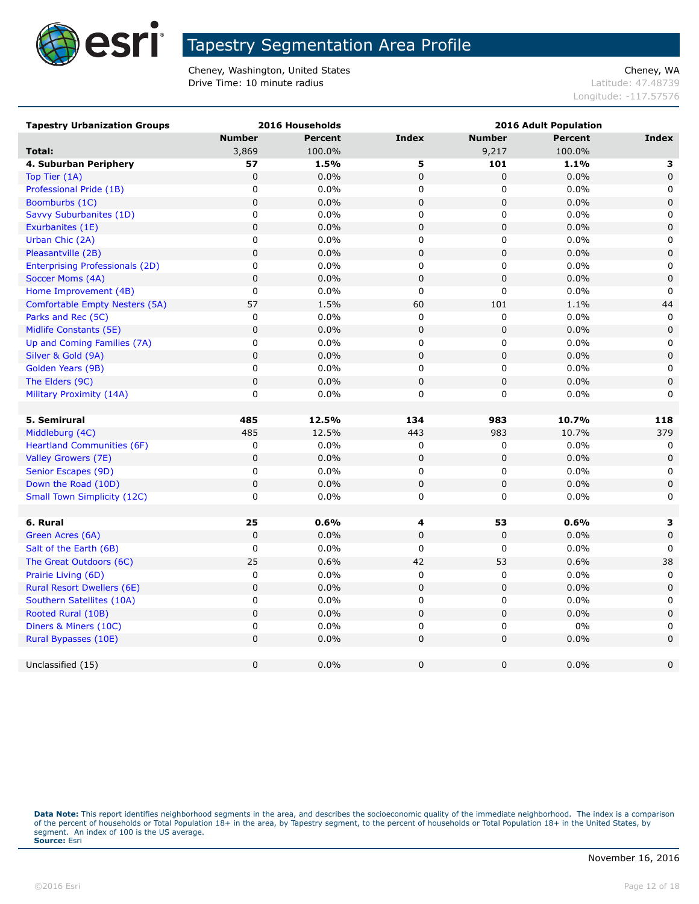# Tapestry Segmentation Area Profile

Cheney, Washington, United States
Drive Time: 10 minute radius

Cheney, WA
Latitude: 47.48739
Longitude: -117.57576

| Tapestry Urbanization Groups | 2016 Households | | | 2016 Adult Population | | |
|---|---|---|---|---|---|---|
| | Number | Percent | Index | Number | Percent | Index |
| **Total:** | 3,869 | 100.0% | | 9,217 | 100.0% | |
| **4. Suburban Periphery** | **57** | **1.5%** | **5** | **101** | **1.1%** | **3** |
| Top Tier (1A) | 0 | 0.0% | 0 | 0 | 0.0% | 0 |
| Professional Pride (1B) | 0 | 0.0% | 0 | 0 | 0.0% | 0 |
| Boomburbs (1C) | 0 | 0.0% | 0 | 0 | 0.0% | 0 |
| Savvy Suburbanites (1D) | 0 | 0.0% | 0 | 0 | 0.0% | 0 |
| Exurbanites (1E) | 0 | 0.0% | 0 | 0 | 0.0% | 0 |
| Urban Chic (2A) | 0 | 0.0% | 0 | 0 | 0.0% | 0 |
| Pleasantville (2B) | 0 | 0.0% | 0 | 0 | 0.0% | 0 |
| Enterprising Professionals (2D) | 0 | 0.0% | 0 | 0 | 0.0% | 0 |
| Soccer Moms (4A) | 0 | 0.0% | 0 | 0 | 0.0% | 0 |
| Home Improvement (4B) | 0 | 0.0% | 0 | 0 | 0.0% | 0 |
| Comfortable Empty Nesters (5A) | 57 | 1.5% | 60 | 101 | 1.1% | 44 |
| Parks and Rec (5C) | 0 | 0.0% | 0 | 0 | 0.0% | 0 |
| Midlife Constants (5E) | 0 | 0.0% | 0 | 0 | 0.0% | 0 |
| Up and Coming Families (7A) | 0 | 0.0% | 0 | 0 | 0.0% | 0 |
| Silver & Gold (9A) | 0 | 0.0% | 0 | 0 | 0.0% | 0 |
| Golden Years (9B) | 0 | 0.0% | 0 | 0 | 0.0% | 0 |
| The Elders (9C) | 0 | 0.0% | 0 | 0 | 0.0% | 0 |
| Military Proximity (14A) | 0 | 0.0% | 0 | 0 | 0.0% | 0 |
| | | | | | | |
| **5. Semirural** | **485** | **12.5%** | **134** | **983** | **10.7%** | **118** |
| Middleburg (4C) | 485 | 12.5% | 443 | 983 | 10.7% | 379 |
| Heartland Communities (6F) | 0 | 0.0% | 0 | 0 | 0.0% | 0 |
| Valley Growers (7E) | 0 | 0.0% | 0 | 0 | 0.0% | 0 |
| Senior Escapes (9D) | 0 | 0.0% | 0 | 0 | 0.0% | 0 |
| Down the Road (10D) | 0 | 0.0% | 0 | 0 | 0.0% | 0 |
| Small Town Simplicity (12C) | 0 | 0.0% | 0 | 0 | 0.0% | 0 |
| | | | | | | |
| **6. Rural** | **25** | **0.6%** | **4** | **53** | **0.6%** | **3** |
| Green Acres (6A) | 0 | 0.0% | 0 | 0 | 0.0% | 0 |
| Salt of the Earth (6B) | 0 | 0.0% | 0 | 0 | 0.0% | 0 |
| The Great Outdoors (6C) | 25 | 0.6% | 42 | 53 | 0.6% | 38 |
| Prairie Living (6D) | 0 | 0.0% | 0 | 0 | 0.0% | 0 |
| Rural Resort Dwellers (6E) | 0 | 0.0% | 0 | 0 | 0.0% | 0 |
| Southern Satellites (10A) | 0 | 0.0% | 0 | 0 | 0.0% | 0 |
| Rooted Rural (10B) | 0 | 0.0% | 0 | 0 | 0.0% | 0 |
| Diners & Miners (10C) | 0 | 0.0% | 0 | 0 | 0% | 0 |
| Rural Bypasses (10E) | 0 | 0.0% | 0 | 0 | 0.0% | 0 |
| | | | | | | |
| Unclassified (15) | 0 | 0.0% | 0 | 0 | 0.0% | 0 |

**Data Note:** This report identifies neighborhood segments in the area, and describes the socioeconomic quality of the immediate neighborhood. The index is a comparison of the percent of households or Total Population 18+ in the area, by Tapestry segment, to the percent of households or Total Population 18+ in the United States, by segment. An index of 100 is the US average.
**Source:** Esri

November 16, 2016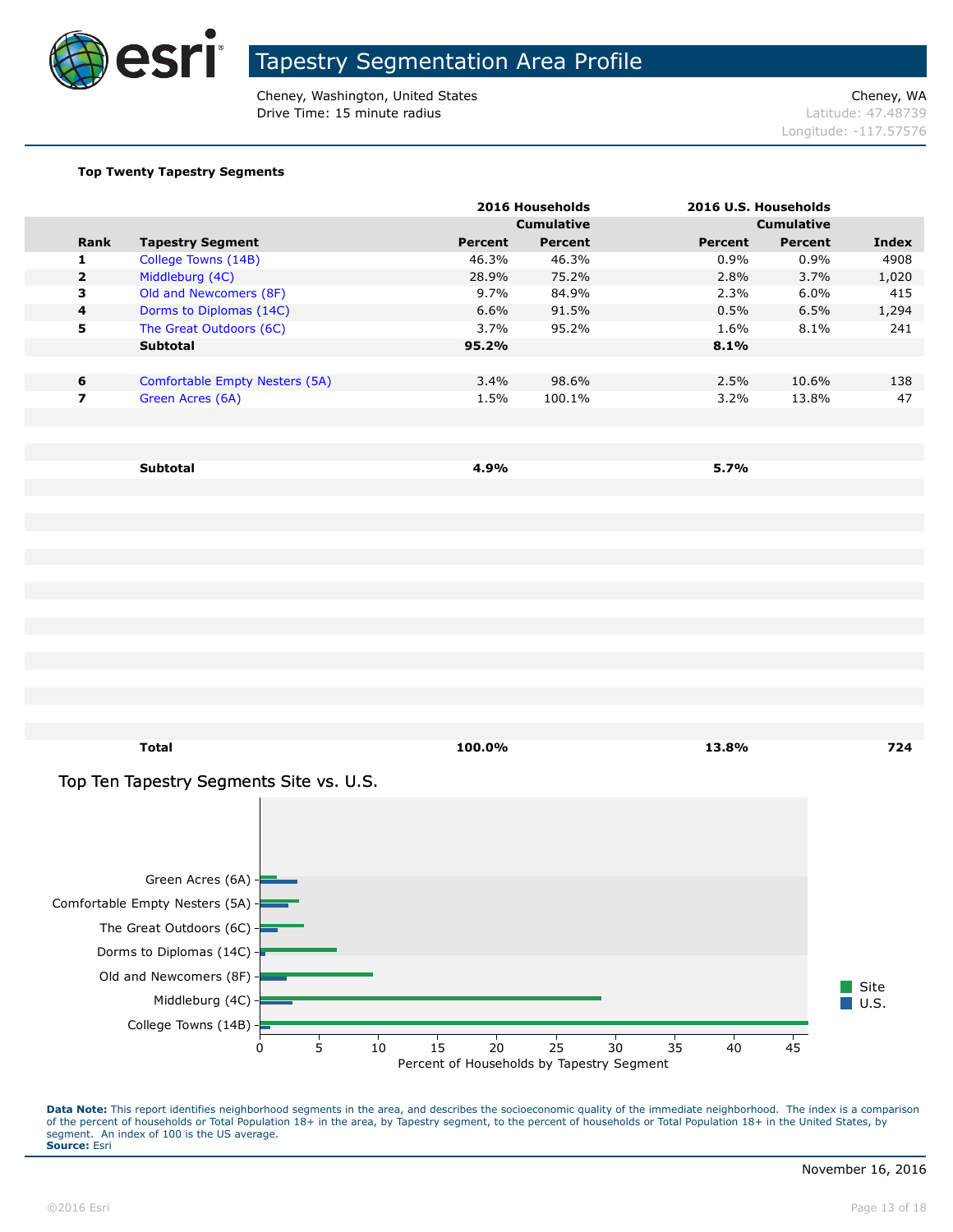# Tapestry Segmentation Area Profile

Cheney, Washington, United States
Drive Time: 15 minute radius

Cheney, WA
Latitude: 47.48739
Longitude: -117.57576

**Top Twenty Tapestry Segments**

| | | 2016 Households | | 2016 U.S. Households | | |
|---|---|---|---|---|---|---|
| | | | Cumulative | | Cumulative | |
| **Rank** | **Tapestry Segment** | **Percent** | **Percent** | **Percent** | **Percent** | **Index** |
| 1 | College Towns (14B) | 46.3% | 46.3% | 0.9% | 0.9% | 4908 |
| 2 | Middleburg (4C) | 28.9% | 75.2% | 2.8% | 3.7% | 1,020 |
| 3 | Old and Newcomers (8F) | 9.7% | 84.9% | 2.3% | 6.0% | 415 |
| 4 | Dorms to Diplomas (14C) | 6.6% | 91.5% | 0.5% | 6.5% | 1,294 |
| 5 | The Great Outdoors (6C) | 3.7% | 95.2% | 1.6% | 8.1% | 241 |
| | **Subtotal** | **95.2%** | | **8.1%** | | |
| 6 | Comfortable Empty Nesters (5A) | 3.4% | 98.6% | 2.5% | 10.6% | 138 |
| 7 | Green Acres (6A) | 1.5% | 100.1% | 3.2% | 13.8% | 47 |
| | **Subtotal** | **4.9%** | | **5.7%** | | |
| | **Total** | **100.0%** | | **13.8%** | | **724** |

## Top Ten Tapestry Segments Site vs. U.S.

| Tapestry Segment | Site | U.S. |
|---|---|---|
| Green Acres (6A) | 1.5 | 3.2 |
| Comfortable Empty Nesters (5A) | 3.4 | 2.5 |
| The Great Outdoors (6C) | 3.7 | 1.6 |
| Dorms to Diplomas (14C) | 6.6 | 0.5 |
| Old and Newcomers (8F) | 9.7 | 2.3 |
| Middleburg (4C) | 28.9 | 2.8 |
| College Towns (14B) | 46.3 | 0.9 |

Percent of Households by Tapestry Segment

**Data Note:** This report identifies neighborhood segments in the area, and describes the socioeconomic quality of the immediate neighborhood. The index is a comparison of the percent of households or Total Population 18+ in the area, by Tapestry segment, to the percent of households or Total Population 18+ in the United States, by segment. An index of 100 is the US average.
**Source:** Esri

November 16, 2016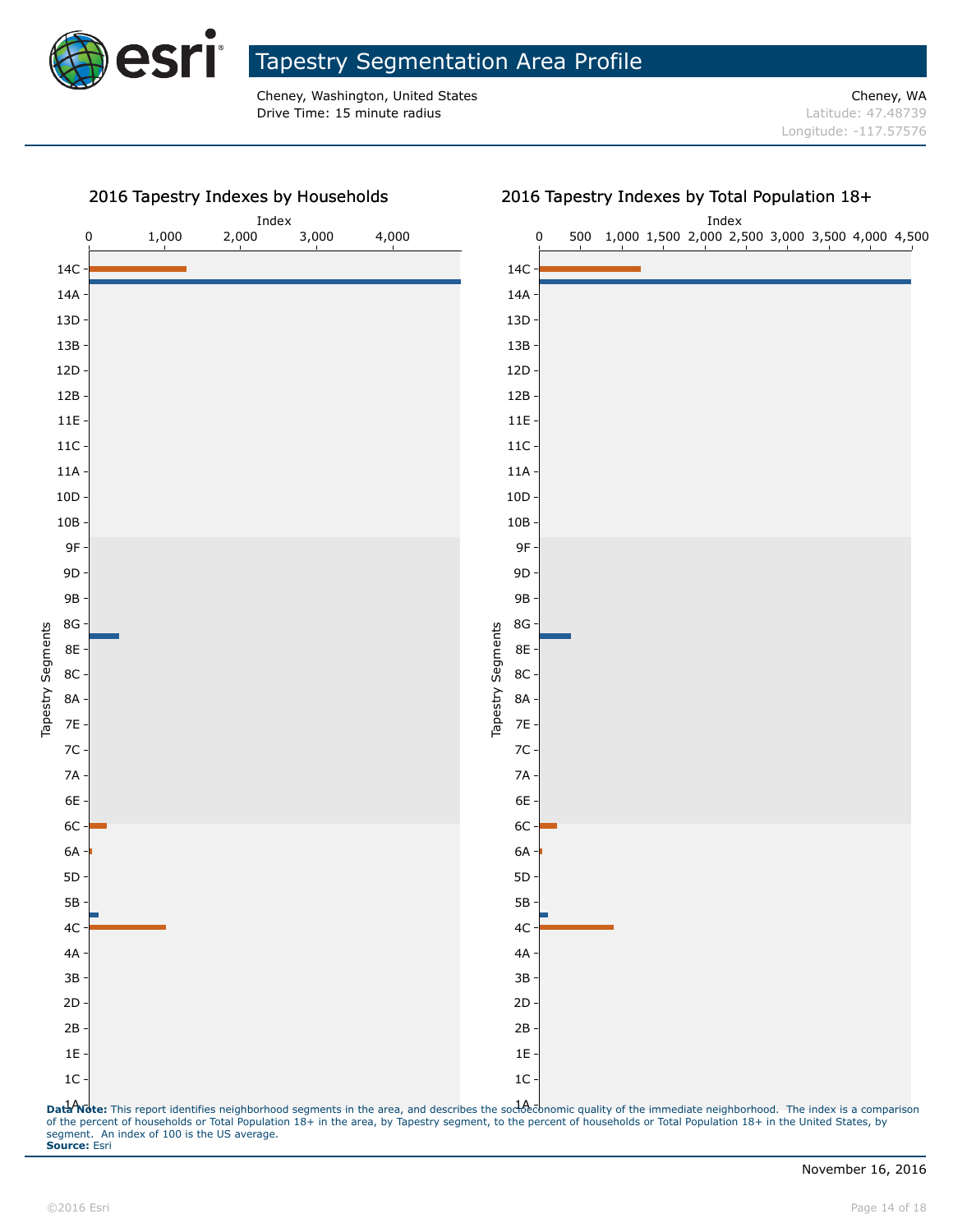# Tapestry Segmentation Area Profile

Cheney, Washington, United States
Drive Time: 15 minute radius

Cheney, WA
Latitude: 47.48739
Longitude: -117.57576

## 2016 Tapestry Indexes by Households

## 2016 Tapestry Indexes by Total Population 18+

**Data Note:** This report identifies neighborhood segments in the area, and describes the socioeconomic quality of the immediate neighborhood. The index is a comparison of the percent of households or Total Population 18+ in the area, by Tapestry segment, to the percent of households or Total Population 18+ in the United States, by segment. An index of 100 is the US average.
**Source:** Esri

November 16, 2016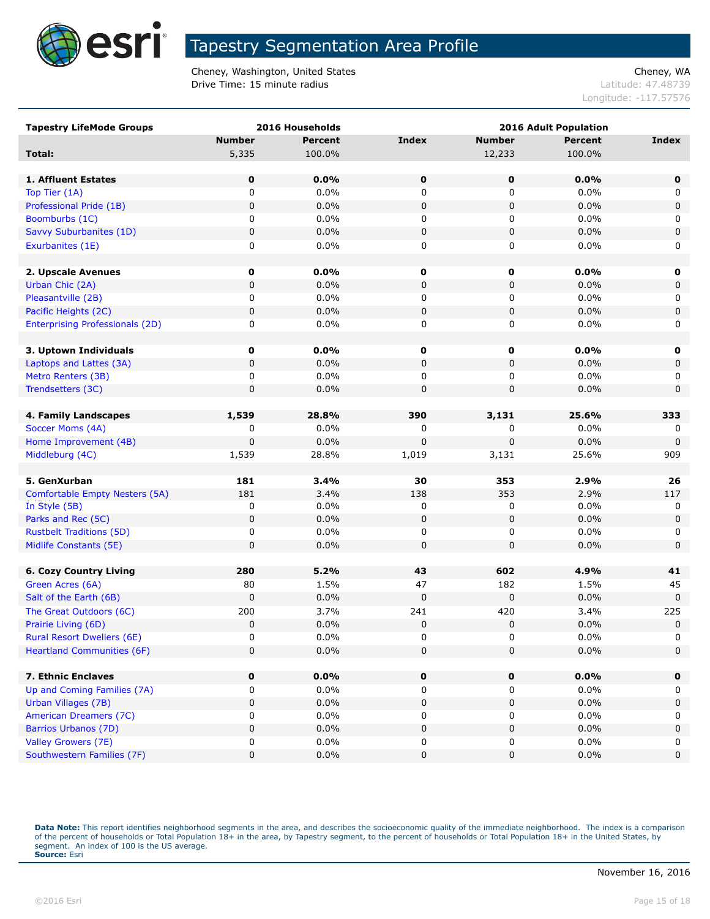# Tapestry Segmentation Area Profile

Cheney, Washington, United States
Drive Time: 15 minute radius

Cheney, WA
Latitude: 47.48739
Longitude: -117.57576

| Tapestry LifeMode Groups | 2016 Households | | | 2016 Adult Population | | |
|---|---|---|---|---|---|---|
| | Number | Percent | Index | Number | Percent | Index |
| **Total:** | 5,335 | 100.0% | | 12,233 | 100.0% | |
| | | | | | | |
| **1. Affluent Estates** | **0** | **0.0%** | **0** | **0** | **0.0%** | **0** |
| Top Tier (1A) | 0 | 0.0% | 0 | 0 | 0.0% | 0 |
| Professional Pride (1B) | 0 | 0.0% | 0 | 0 | 0.0% | 0 |
| Boomburbs (1C) | 0 | 0.0% | 0 | 0 | 0.0% | 0 |
| Savvy Suburbanites (1D) | 0 | 0.0% | 0 | 0 | 0.0% | 0 |
| Exurbanites (1E) | 0 | 0.0% | 0 | 0 | 0.0% | 0 |
| | | | | | | |
| **2. Upscale Avenues** | **0** | **0.0%** | **0** | **0** | **0.0%** | **0** |
| Urban Chic (2A) | 0 | 0.0% | 0 | 0 | 0.0% | 0 |
| Pleasantville (2B) | 0 | 0.0% | 0 | 0 | 0.0% | 0 |
| Pacific Heights (2C) | 0 | 0.0% | 0 | 0 | 0.0% | 0 |
| Enterprising Professionals (2D) | 0 | 0.0% | 0 | 0 | 0.0% | 0 |
| | | | | | | |
| **3. Uptown Individuals** | **0** | **0.0%** | **0** | **0** | **0.0%** | **0** |
| Laptops and Lattes (3A) | 0 | 0.0% | 0 | 0 | 0.0% | 0 |
| Metro Renters (3B) | 0 | 0.0% | 0 | 0 | 0.0% | 0 |
| Trendsetters (3C) | 0 | 0.0% | 0 | 0 | 0.0% | 0 |
| | | | | | | |
| **4. Family Landscapes** | **1,539** | **28.8%** | **390** | **3,131** | **25.6%** | **333** |
| Soccer Moms (4A) | 0 | 0.0% | 0 | 0 | 0.0% | 0 |
| Home Improvement (4B) | 0 | 0.0% | 0 | 0 | 0.0% | 0 |
| Middleburg (4C) | 1,539 | 28.8% | 1,019 | 3,131 | 25.6% | 909 |
| | | | | | | |
| **5. GenXurban** | **181** | **3.4%** | **30** | **353** | **2.9%** | **26** |
| Comfortable Empty Nesters (5A) | 181 | 3.4% | 138 | 353 | 2.9% | 117 |
| In Style (5B) | 0 | 0.0% | 0 | 0 | 0.0% | 0 |
| Parks and Rec (5C) | 0 | 0.0% | 0 | 0 | 0.0% | 0 |
| Rustbelt Traditions (5D) | 0 | 0.0% | 0 | 0 | 0.0% | 0 |
| Midlife Constants (5E) | 0 | 0.0% | 0 | 0 | 0.0% | 0 |
| | | | | | | |
| **6. Cozy Country Living** | **280** | **5.2%** | **43** | **602** | **4.9%** | **41** |
| Green Acres (6A) | 80 | 1.5% | 47 | 182 | 1.5% | 45 |
| Salt of the Earth (6B) | 0 | 0.0% | 0 | 0 | 0.0% | 0 |
| The Great Outdoors (6C) | 200 | 3.7% | 241 | 420 | 3.4% | 225 |
| Prairie Living (6D) | 0 | 0.0% | 0 | 0 | 0.0% | 0 |
| Rural Resort Dwellers (6E) | 0 | 0.0% | 0 | 0 | 0.0% | 0 |
| Heartland Communities (6F) | 0 | 0.0% | 0 | 0 | 0.0% | 0 |
| | | | | | | |
| **7. Ethnic Enclaves** | **0** | **0.0%** | **0** | **0** | **0.0%** | **0** |
| Up and Coming Families (7A) | 0 | 0.0% | 0 | 0 | 0.0% | 0 |
| Urban Villages (7B) | 0 | 0.0% | 0 | 0 | 0.0% | 0 |
| American Dreamers (7C) | 0 | 0.0% | 0 | 0 | 0.0% | 0 |
| Barrios Urbanos (7D) | 0 | 0.0% | 0 | 0 | 0.0% | 0 |
| Valley Growers (7E) | 0 | 0.0% | 0 | 0 | 0.0% | 0 |
| Southwestern Families (7F) | 0 | 0.0% | 0 | 0 | 0.0% | 0 |

**Data Note:** This report identifies neighborhood segments in the area, and describes the socioeconomic quality of the immediate neighborhood. The index is a comparison of the percent of households or Total Population 18+ in the area, by Tapestry segment, to the percent of households or Total Population 18+ in the United States, by segment. An index of 100 is the US average.
**Source:** Esri

November 16, 2016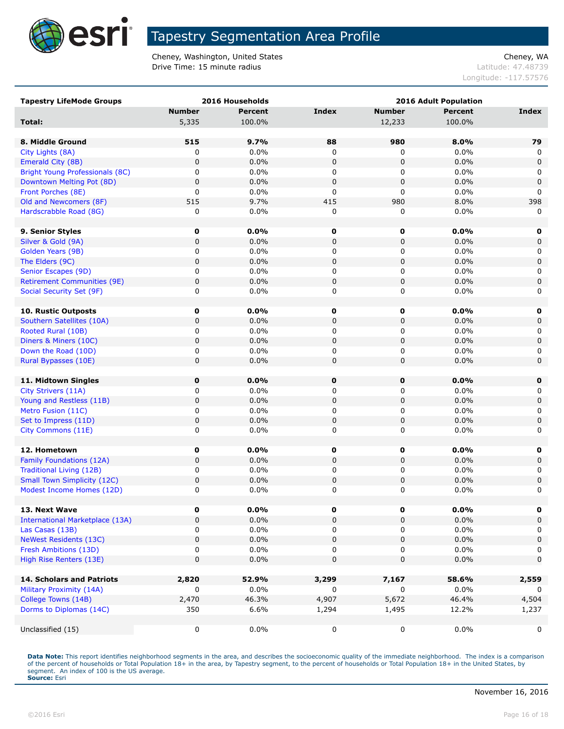# Tapestry Segmentation Area Profile

Cheney, Washington, United States
Drive Time: 15 minute radius

Cheney, WA
Latitude: 47.48739
Longitude: -117.57576

| Tapestry LifeMode Groups | 2016 Households | | | 2016 Adult Population | | |
|---|---|---|---|---|---|---|
| | Number | Percent | Index | Number | Percent | Index |
| **Total:** | 5,335 | 100.0% | | 12,233 | 100.0% | |
| | | | | | | |
| **8. Middle Ground** | **515** | **9.7%** | **88** | **980** | **8.0%** | **79** |
| City Lights (8A) | 0 | 0.0% | 0 | 0 | 0.0% | 0 |
| Emerald City (8B) | 0 | 0.0% | 0 | 0 | 0.0% | 0 |
| Bright Young Professionals (8C) | 0 | 0.0% | 0 | 0 | 0.0% | 0 |
| Downtown Melting Pot (8D) | 0 | 0.0% | 0 | 0 | 0.0% | 0 |
| Front Porches (8E) | 0 | 0.0% | 0 | 0 | 0.0% | 0 |
| Old and Newcomers (8F) | 515 | 9.7% | 415 | 980 | 8.0% | 398 |
| Hardscrabble Road (8G) | 0 | 0.0% | 0 | 0 | 0.0% | 0 |
| | | | | | | |
| **9. Senior Styles** | **0** | **0.0%** | **0** | **0** | **0.0%** | **0** |
| Silver & Gold (9A) | 0 | 0.0% | 0 | 0 | 0.0% | 0 |
| Golden Years (9B) | 0 | 0.0% | 0 | 0 | 0.0% | 0 |
| The Elders (9C) | 0 | 0.0% | 0 | 0 | 0.0% | 0 |
| Senior Escapes (9D) | 0 | 0.0% | 0 | 0 | 0.0% | 0 |
| Retirement Communities (9E) | 0 | 0.0% | 0 | 0 | 0.0% | 0 |
| Social Security Set (9F) | 0 | 0.0% | 0 | 0 | 0.0% | 0 |
| | | | | | | |
| **10. Rustic Outposts** | **0** | **0.0%** | **0** | **0** | **0.0%** | **0** |
| Southern Satellites (10A) | 0 | 0.0% | 0 | 0 | 0.0% | 0 |
| Rooted Rural (10B) | 0 | 0.0% | 0 | 0 | 0.0% | 0 |
| Diners & Miners (10C) | 0 | 0.0% | 0 | 0 | 0.0% | 0 |
| Down the Road (10D) | 0 | 0.0% | 0 | 0 | 0.0% | 0 |
| Rural Bypasses (10E) | 0 | 0.0% | 0 | 0 | 0.0% | 0 |
| | | | | | | |
| **11. Midtown Singles** | **0** | **0.0%** | **0** | **0** | **0.0%** | **0** |
| City Strivers (11A) | 0 | 0.0% | 0 | 0 | 0.0% | 0 |
| Young and Restless (11B) | 0 | 0.0% | 0 | 0 | 0.0% | 0 |
| Metro Fusion (11C) | 0 | 0.0% | 0 | 0 | 0.0% | 0 |
| Set to Impress (11D) | 0 | 0.0% | 0 | 0 | 0.0% | 0 |
| City Commons (11E) | 0 | 0.0% | 0 | 0 | 0.0% | 0 |
| | | | | | | |
| **12. Hometown** | **0** | **0.0%** | **0** | **0** | **0.0%** | **0** |
| Family Foundations (12A) | 0 | 0.0% | 0 | 0 | 0.0% | 0 |
| Traditional Living (12B) | 0 | 0.0% | 0 | 0 | 0.0% | 0 |
| Small Town Simplicity (12C) | 0 | 0.0% | 0 | 0 | 0.0% | 0 |
| Modest Income Homes (12D) | 0 | 0.0% | 0 | 0 | 0.0% | 0 |
| | | | | | | |
| **13. Next Wave** | **0** | **0.0%** | **0** | **0** | **0.0%** | **0** |
| International Marketplace (13A) | 0 | 0.0% | 0 | 0 | 0.0% | 0 |
| Las Casas (13B) | 0 | 0.0% | 0 | 0 | 0.0% | 0 |
| NeWest Residents (13C) | 0 | 0.0% | 0 | 0 | 0.0% | 0 |
| Fresh Ambitions (13D) | 0 | 0.0% | 0 | 0 | 0.0% | 0 |
| High Rise Renters (13E) | 0 | 0.0% | 0 | 0 | 0.0% | 0 |
| | | | | | | |
| **14. Scholars and Patriots** | **2,820** | **52.9%** | **3,299** | **7,167** | **58.6%** | **2,559** |
| Military Proximity (14A) | 0 | 0.0% | 0 | 0 | 0.0% | 0 |
| College Towns (14B) | 2,470 | 46.3% | 4,907 | 5,672 | 46.4% | 4,504 |
| Dorms to Diplomas (14C) | 350 | 6.6% | 1,294 | 1,495 | 12.2% | 1,237 |
| | | | | | | |
| Unclassified (15) | 0 | 0.0% | 0 | 0 | 0.0% | 0 |

**Data Note:** This report identifies neighborhood segments in the area, and describes the socioeconomic quality of the immediate neighborhood. The index is a comparison of the percent of households or Total Population 18+ in the area, by Tapestry segment, to the percent of households or Total Population 18+ in the United States, by segment. An index of 100 is the US average.
**Source:** Esri

November 16, 2016

©2016 Esri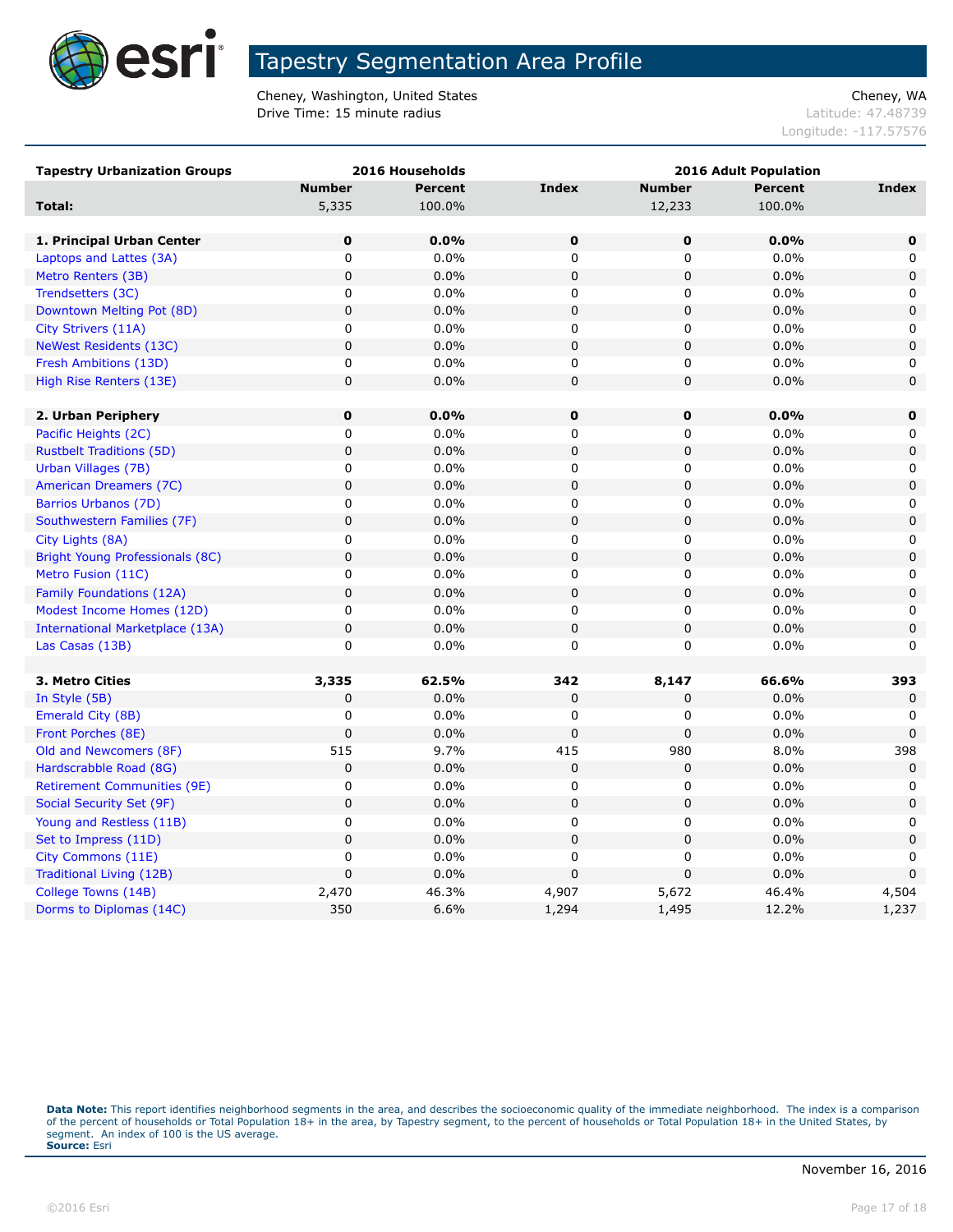# Tapestry Segmentation Area Profile

Cheney, Washington, United States
Drive Time: 15 minute radius

Cheney, WA
Latitude: 47.48739
Longitude: -117.57576

| Tapestry Urbanization Groups | 2016 Households | | | 2016 Adult Population | | |
|---|---|---|---|---|---|---|
| | Number | Percent | Index | Number | Percent | Index |
| **Total:** | 5,335 | 100.0% | | 12,233 | 100.0% | |
| | | | | | | |
| **1. Principal Urban Center** | **0** | **0.0%** | **0** | **0** | **0.0%** | **0** |
| Laptops and Lattes (3A) | 0 | 0.0% | 0 | 0 | 0.0% | 0 |
| Metro Renters (3B) | 0 | 0.0% | 0 | 0 | 0.0% | 0 |
| Trendsetters (3C) | 0 | 0.0% | 0 | 0 | 0.0% | 0 |
| Downtown Melting Pot (8D) | 0 | 0.0% | 0 | 0 | 0.0% | 0 |
| City Strivers (11A) | 0 | 0.0% | 0 | 0 | 0.0% | 0 |
| NeWest Residents (13C) | 0 | 0.0% | 0 | 0 | 0.0% | 0 |
| Fresh Ambitions (13D) | 0 | 0.0% | 0 | 0 | 0.0% | 0 |
| High Rise Renters (13E) | 0 | 0.0% | 0 | 0 | 0.0% | 0 |
| | | | | | | |
| **2. Urban Periphery** | **0** | **0.0%** | **0** | **0** | **0.0%** | **0** |
| Pacific Heights (2C) | 0 | 0.0% | 0 | 0 | 0.0% | 0 |
| Rustbelt Traditions (5D) | 0 | 0.0% | 0 | 0 | 0.0% | 0 |
| Urban Villages (7B) | 0 | 0.0% | 0 | 0 | 0.0% | 0 |
| American Dreamers (7C) | 0 | 0.0% | 0 | 0 | 0.0% | 0 |
| Barrios Urbanos (7D) | 0 | 0.0% | 0 | 0 | 0.0% | 0 |
| Southwestern Families (7F) | 0 | 0.0% | 0 | 0 | 0.0% | 0 |
| City Lights (8A) | 0 | 0.0% | 0 | 0 | 0.0% | 0 |
| Bright Young Professionals (8C) | 0 | 0.0% | 0 | 0 | 0.0% | 0 |
| Metro Fusion (11C) | 0 | 0.0% | 0 | 0 | 0.0% | 0 |
| Family Foundations (12A) | 0 | 0.0% | 0 | 0 | 0.0% | 0 |
| Modest Income Homes (12D) | 0 | 0.0% | 0 | 0 | 0.0% | 0 |
| International Marketplace (13A) | 0 | 0.0% | 0 | 0 | 0.0% | 0 |
| Las Casas (13B) | 0 | 0.0% | 0 | 0 | 0.0% | 0 |
| | | | | | | |
| **3. Metro Cities** | **3,335** | **62.5%** | **342** | **8,147** | **66.6%** | **393** |
| In Style (5B) | 0 | 0.0% | 0 | 0 | 0.0% | 0 |
| Emerald City (8B) | 0 | 0.0% | 0 | 0 | 0.0% | 0 |
| Front Porches (8E) | 0 | 0.0% | 0 | 0 | 0.0% | 0 |
| Old and Newcomers (8F) | 515 | 9.7% | 415 | 980 | 8.0% | 398 |
| Hardscrabble Road (8G) | 0 | 0.0% | 0 | 0 | 0.0% | 0 |
| Retirement Communities (9E) | 0 | 0.0% | 0 | 0 | 0.0% | 0 |
| Social Security Set (9F) | 0 | 0.0% | 0 | 0 | 0.0% | 0 |
| Young and Restless (11B) | 0 | 0.0% | 0 | 0 | 0.0% | 0 |
| Set to Impress (11D) | 0 | 0.0% | 0 | 0 | 0.0% | 0 |
| City Commons (11E) | 0 | 0.0% | 0 | 0 | 0.0% | 0 |
| Traditional Living (12B) | 0 | 0.0% | 0 | 0 | 0.0% | 0 |
| College Towns (14B) | 2,470 | 46.3% | 4,907 | 5,672 | 46.4% | 4,504 |
| Dorms to Diplomas (14C) | 350 | 6.6% | 1,294 | 1,495 | 12.2% | 1,237 |

**Data Note:** This report identifies neighborhood segments in the area, and describes the socioeconomic quality of the immediate neighborhood. The index is a comparison of the percent of households or Total Population 18+ in the area, by Tapestry segment, to the percent of households or Total Population 18+ in the United States, by segment. An index of 100 is the US average.
**Source:** Esri

November 16, 2016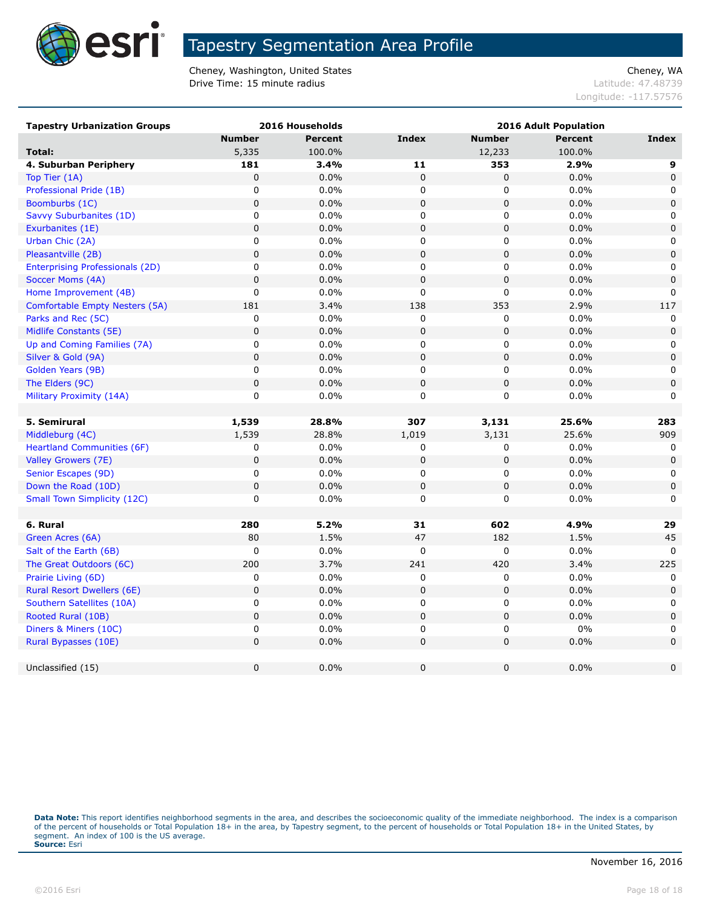# Tapestry Segmentation Area Profile

Cheney, Washington, United States
Drive Time: 15 minute radius

Cheney, WA
Latitude: 47.48739
Longitude: -117.57576

| Tapestry Urbanization Groups | 2016 Households | | | 2016 Adult Population | | |
|---|---|---|---|---|---|---|
| | Number | Percent | Index | Number | Percent | Index |
| **Total:** | 5,335 | 100.0% | | 12,233 | 100.0% | |
| **4. Suburban Periphery** | **181** | **3.4%** | **11** | **353** | **2.9%** | **9** |
| Top Tier (1A) | 0 | 0.0% | 0 | 0 | 0.0% | 0 |
| Professional Pride (1B) | 0 | 0.0% | 0 | 0 | 0.0% | 0 |
| Boomburbs (1C) | 0 | 0.0% | 0 | 0 | 0.0% | 0 |
| Savvy Suburbanites (1D) | 0 | 0.0% | 0 | 0 | 0.0% | 0 |
| Exurbanites (1E) | 0 | 0.0% | 0 | 0 | 0.0% | 0 |
| Urban Chic (2A) | 0 | 0.0% | 0 | 0 | 0.0% | 0 |
| Pleasantville (2B) | 0 | 0.0% | 0 | 0 | 0.0% | 0 |
| Enterprising Professionals (2D) | 0 | 0.0% | 0 | 0 | 0.0% | 0 |
| Soccer Moms (4A) | 0 | 0.0% | 0 | 0 | 0.0% | 0 |
| Home Improvement (4B) | 0 | 0.0% | 0 | 0 | 0.0% | 0 |
| Comfortable Empty Nesters (5A) | 181 | 3.4% | 138 | 353 | 2.9% | 117 |
| Parks and Rec (5C) | 0 | 0.0% | 0 | 0 | 0.0% | 0 |
| Midlife Constants (5E) | 0 | 0.0% | 0 | 0 | 0.0% | 0 |
| Up and Coming Families (7A) | 0 | 0.0% | 0 | 0 | 0.0% | 0 |
| Silver & Gold (9A) | 0 | 0.0% | 0 | 0 | 0.0% | 0 |
| Golden Years (9B) | 0 | 0.0% | 0 | 0 | 0.0% | 0 |
| The Elders (9C) | 0 | 0.0% | 0 | 0 | 0.0% | 0 |
| Military Proximity (14A) | 0 | 0.0% | 0 | 0 | 0.0% | 0 |
| | | | | | | |
| **5. Semirural** | **1,539** | **28.8%** | **307** | **3,131** | **25.6%** | **283** |
| Middleburg (4C) | 1,539 | 28.8% | 1,019 | 3,131 | 25.6% | 909 |
| Heartland Communities (6F) | 0 | 0.0% | 0 | 0 | 0.0% | 0 |
| Valley Growers (7E) | 0 | 0.0% | 0 | 0 | 0.0% | 0 |
| Senior Escapes (9D) | 0 | 0.0% | 0 | 0 | 0.0% | 0 |
| Down the Road (10D) | 0 | 0.0% | 0 | 0 | 0.0% | 0 |
| Small Town Simplicity (12C) | 0 | 0.0% | 0 | 0 | 0.0% | 0 |
| | | | | | | |
| **6. Rural** | **280** | **5.2%** | **31** | **602** | **4.9%** | **29** |
| Green Acres (6A) | 80 | 1.5% | 47 | 182 | 1.5% | 45 |
| Salt of the Earth (6B) | 0 | 0.0% | 0 | 0 | 0.0% | 0 |
| The Great Outdoors (6C) | 200 | 3.7% | 241 | 420 | 3.4% | 225 |
| Prairie Living (6D) | 0 | 0.0% | 0 | 0 | 0.0% | 0 |
| Rural Resort Dwellers (6E) | 0 | 0.0% | 0 | 0 | 0.0% | 0 |
| Southern Satellites (10A) | 0 | 0.0% | 0 | 0 | 0.0% | 0 |
| Rooted Rural (10B) | 0 | 0.0% | 0 | 0 | 0.0% | 0 |
| Diners & Miners (10C) | 0 | 0.0% | 0 | 0 | 0% | 0 |
| Rural Bypasses (10E) | 0 | 0.0% | 0 | 0 | 0.0% | 0 |
| | | | | | | |
| Unclassified (15) | 0 | 0.0% | 0 | 0 | 0.0% | 0 |

**Data Note:** This report identifies neighborhood segments in the area, and describes the socioeconomic quality of the immediate neighborhood. The index is a comparison of the percent of households or Total Population 18+ in the area, by Tapestry segment, to the percent of households or Total Population 18+ in the United States, by segment. An index of 100 is the US average.
**Source:** Esri

November 16, 2016

©2016 Esri